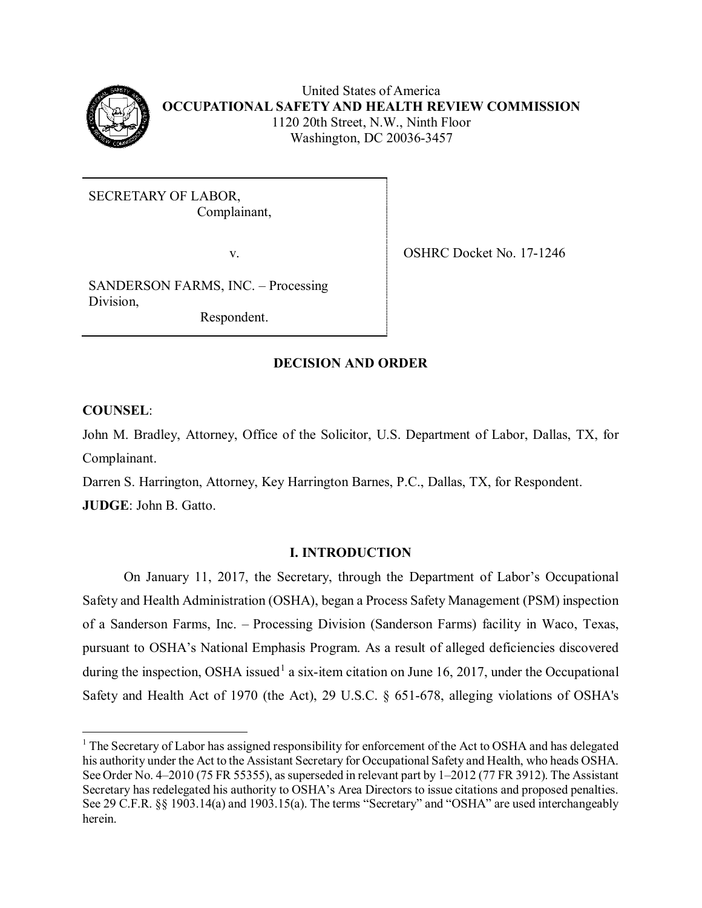United States of America
**OCCUPATIONAL SAFETY AND HEALTH REVIEW COMMISSION**
1120 20th Street, N.W., Ninth Floor
Washington, DC 20036-3457

| | |
|---|---|
| SECRETARY OF LABOR, Complainant, v. SANDERSON FARMS, INC. – Processing Division, Respondent. | OSHRC Docket No. 17-1246 |

**DECISION AND ORDER**

**COUNSEL**:

John M. Bradley, Attorney, Office of the Solicitor, U.S. Department of Labor, Dallas, TX, for Complainant.

Darren S. Harrington, Attorney, Key Harrington Barnes, P.C., Dallas, TX, for Respondent.

**JUDGE**: John B. Gatto.

## I. INTRODUCTION

On January 11, 2017, the Secretary, through the Department of Labor's Occupational Safety and Health Administration (OSHA), began a Process Safety Management (PSM) inspection of a Sanderson Farms, Inc. – Processing Division (Sanderson Farms) facility in Waco, Texas, pursuant to OSHA's National Emphasis Program. As a result of alleged deficiencies discovered during the inspection, OSHA issued[1] a six-item citation on June 16, 2017, under the Occupational Safety and Health Act of 1970 (the Act), 29 U.S.C. § 651-678, alleging violations of OSHA's

[1] The Secretary of Labor has assigned responsibility for enforcement of the Act to OSHA and has delegated his authority under the Act to the Assistant Secretary for Occupational Safety and Health, who heads OSHA. See Order No. 4–2010 (75 FR 55355), as superseded in relevant part by 1–2012 (77 FR 3912). The Assistant Secretary has redelegated his authority to OSHA's Area Directors to issue citations and proposed penalties. See 29 C.F.R. §§ 1903.14(a) and 1903.15(a). The terms "Secretary" and "OSHA" are used interchangeably herein.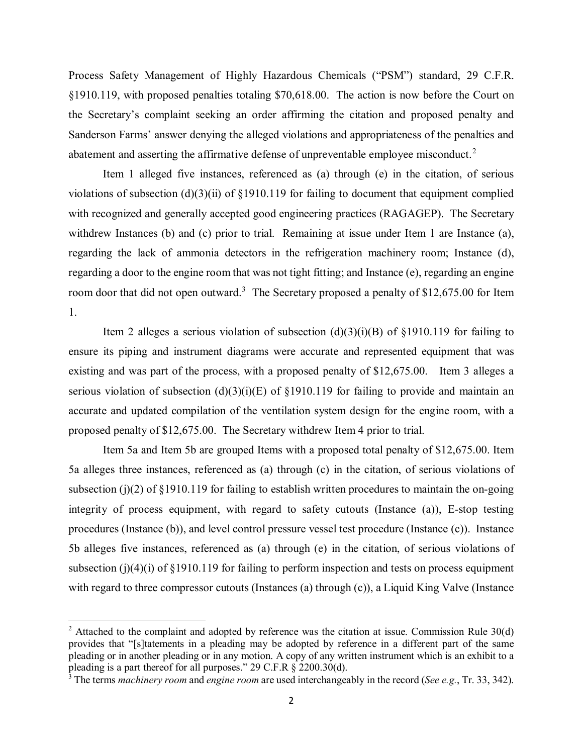Process Safety Management of Highly Hazardous Chemicals ("PSM") standard, 29 C.F.R. §1910.119, with proposed penalties totaling $70,618.00. The action is now before the Court on the Secretary's complaint seeking an order affirming the citation and proposed penalty and Sanderson Farms' answer denying the alleged violations and appropriateness of the penalties and abatement and asserting the affirmative defense of unpreventable employee misconduct.[2]

Item 1 alleged five instances, referenced as (a) through (e) in the citation, of serious violations of subsection (d)(3)(ii) of §1910.119 for failing to document that equipment complied with recognized and generally accepted good engineering practices (RAGAGEP). The Secretary withdrew Instances (b) and (c) prior to trial. Remaining at issue under Item 1 are Instance (a), regarding the lack of ammonia detectors in the refrigeration machinery room; Instance (d), regarding a door to the engine room that was not tight fitting; and Instance (e), regarding an engine room door that did not open outward.[3] The Secretary proposed a penalty of $12,675.00 for Item 1.

Item 2 alleges a serious violation of subsection (d)(3)(i)(B) of §1910.119 for failing to ensure its piping and instrument diagrams were accurate and represented equipment that was existing and was part of the process, with a proposed penalty of $12,675.00. Item 3 alleges a serious violation of subsection (d)(3)(i)(E) of §1910.119 for failing to provide and maintain an accurate and updated compilation of the ventilation system design for the engine room, with a proposed penalty of $12,675.00. The Secretary withdrew Item 4 prior to trial.

Item 5a and Item 5b are grouped Items with a proposed total penalty of $12,675.00. Item 5a alleges three instances, referenced as (a) through (c) in the citation, of serious violations of subsection (j)(2) of §1910.119 for failing to establish written procedures to maintain the on-going integrity of process equipment, with regard to safety cutouts (Instance (a)), E-stop testing procedures (Instance (b)), and level control pressure vessel test procedure (Instance (c)). Instance 5b alleges five instances, referenced as (a) through (e) in the citation, of serious violations of subsection (j)(4)(i) of §1910.119 for failing to perform inspection and tests on process equipment with regard to three compressor cutouts (Instances (a) through (c)), a Liquid King Valve (Instance

---

[2] Attached to the complaint and adopted by reference was the citation at issue. Commission Rule 30(d) provides that "[s]tatements in a pleading may be adopted by reference in a different part of the same pleading or in another pleading or in any motion. A copy of any written instrument which is an exhibit to a pleading is a part thereof for all purposes." 29 C.F.R § 2200.30(d).

[3] The terms *machinery room* and *engine room* are used interchangeably in the record (*See e.g.*, Tr. 33, 342).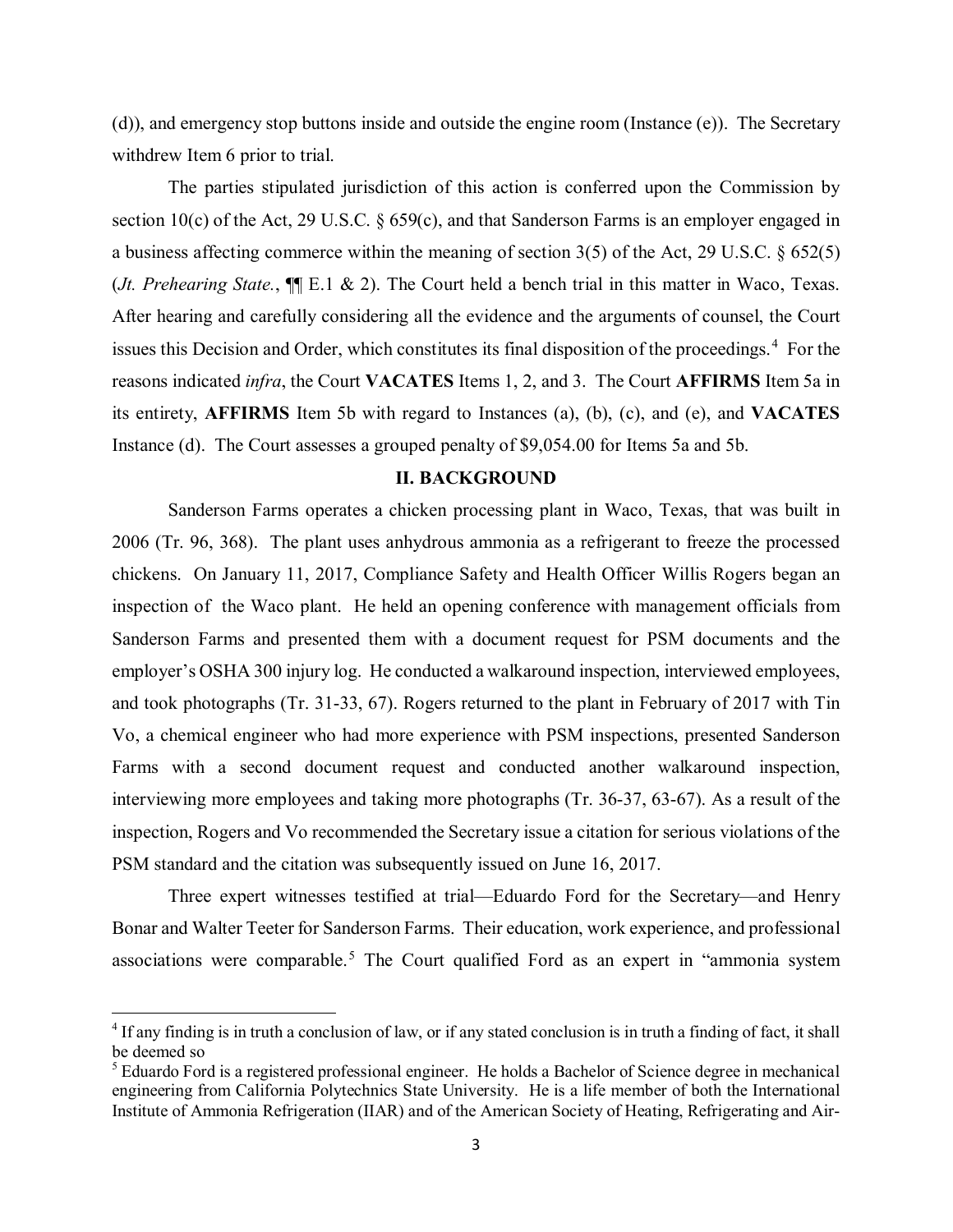(d)), and emergency stop buttons inside and outside the engine room (Instance (e)). The Secretary withdrew Item 6 prior to trial.

The parties stipulated jurisdiction of this action is conferred upon the Commission by section 10(c) of the Act, 29 U.S.C. § 659(c), and that Sanderson Farms is an employer engaged in a business affecting commerce within the meaning of section 3(5) of the Act, 29 U.S.C. § 652(5) (*Jt. Prehearing State.*, ¶¶ E.1 & 2). The Court held a bench trial in this matter in Waco, Texas. After hearing and carefully considering all the evidence and the arguments of counsel, the Court issues this Decision and Order, which constitutes its final disposition of the proceedings.[4] For the reasons indicated *infra*, the Court **VACATES** Items 1, 2, and 3. The Court **AFFIRMS** Item 5a in its entirety, **AFFIRMS** Item 5b with regard to Instances (a), (b), (c), and (e), and **VACATES** Instance (d). The Court assesses a grouped penalty of $9,054.00 for Items 5a and 5b.

## II. BACKGROUND

Sanderson Farms operates a chicken processing plant in Waco, Texas, that was built in 2006 (Tr. 96, 368). The plant uses anhydrous ammonia as a refrigerant to freeze the processed chickens. On January 11, 2017, Compliance Safety and Health Officer Willis Rogers began an inspection of the Waco plant. He held an opening conference with management officials from Sanderson Farms and presented them with a document request for PSM documents and the employer's OSHA 300 injury log. He conducted a walkaround inspection, interviewed employees, and took photographs (Tr. 31-33, 67). Rogers returned to the plant in February of 2017 with Tin Vo, a chemical engineer who had more experience with PSM inspections, presented Sanderson Farms with a second document request and conducted another walkaround inspection, interviewing more employees and taking more photographs (Tr. 36-37, 63-67). As a result of the inspection, Rogers and Vo recommended the Secretary issue a citation for serious violations of the PSM standard and the citation was subsequently issued on June 16, 2017.

Three expert witnesses testified at trial—Eduardo Ford for the Secretary—and Henry Bonar and Walter Teeter for Sanderson Farms. Their education, work experience, and professional associations were comparable.[5] The Court qualified Ford as an expert in "ammonia system

---

[4] If any finding is in truth a conclusion of law, or if any stated conclusion is in truth a finding of fact, it shall be deemed so

[5] Eduardo Ford is a registered professional engineer. He holds a Bachelor of Science degree in mechanical engineering from California Polytechnics State University. He is a life member of both the International Institute of Ammonia Refrigeration (IIAR) and of the American Society of Heating, Refrigerating and Air-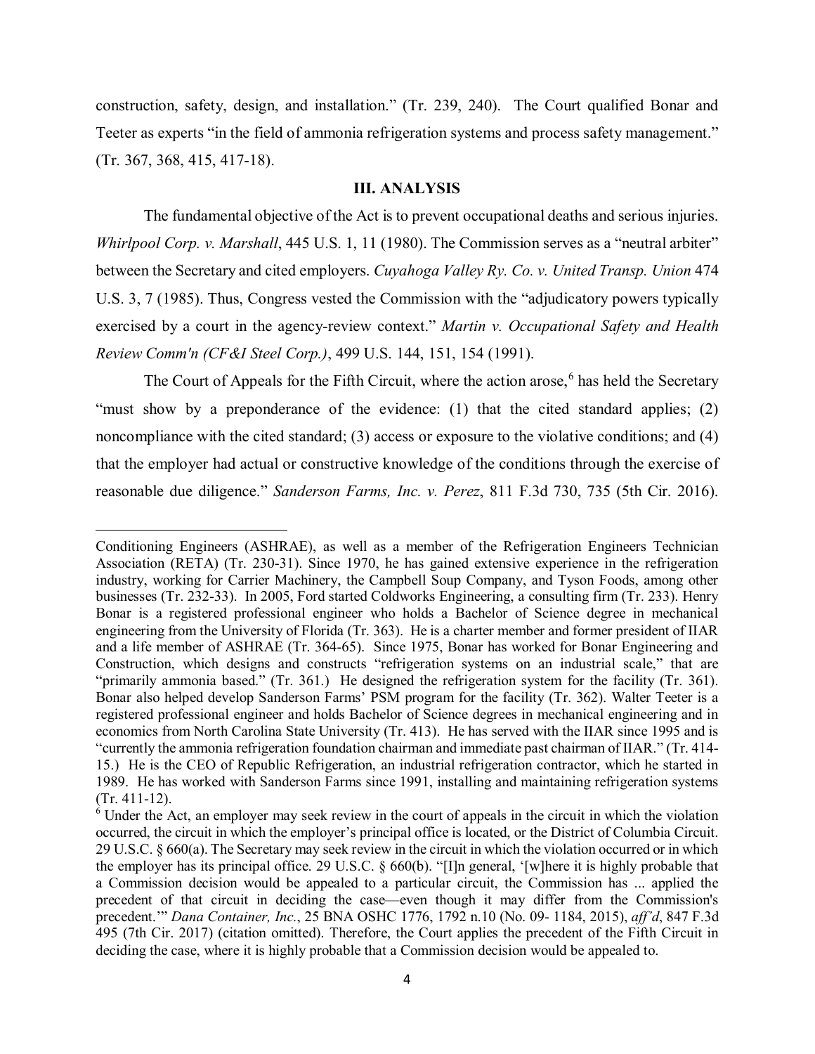construction, safety, design, and installation." (Tr. 239, 240). The Court qualified Bonar and Teeter as experts "in the field of ammonia refrigeration systems and process safety management." (Tr. 367, 368, 415, 417-18).

## III. ANALYSIS

The fundamental objective of the Act is to prevent occupational deaths and serious injuries. *Whirlpool Corp. v. Marshall*, 445 U.S. 1, 11 (1980). The Commission serves as a "neutral arbiter" between the Secretary and cited employers. *Cuyahoga Valley Ry. Co. v. United Transp. Union* 474 U.S. 3, 7 (1985). Thus, Congress vested the Commission with the "adjudicatory powers typically exercised by a court in the agency-review context." *Martin v. Occupational Safety and Health Review Comm'n (CF&I Steel Corp.)*, 499 U.S. 144, 151, 154 (1991).

The Court of Appeals for the Fifth Circuit, where the action arose,[6] has held the Secretary "must show by a preponderance of the evidence: (1) that the cited standard applies; (2) noncompliance with the cited standard; (3) access or exposure to the violative conditions; and (4) that the employer had actual or constructive knowledge of the conditions through the exercise of reasonable due diligence." *Sanderson Farms, Inc. v. Perez*, 811 F.3d 730, 735 (5th Cir. 2016).

---

Conditioning Engineers (ASHRAE), as well as a member of the Refrigeration Engineers Technician Association (RETA) (Tr. 230-31). Since 1970, he has gained extensive experience in the refrigeration industry, working for Carrier Machinery, the Campbell Soup Company, and Tyson Foods, among other businesses (Tr. 232-33). In 2005, Ford started Coldworks Engineering, a consulting firm (Tr. 233). Henry Bonar is a registered professional engineer who holds a Bachelor of Science degree in mechanical engineering from the University of Florida (Tr. 363). He is a charter member and former president of IIAR and a life member of ASHRAE (Tr. 364-65). Since 1975, Bonar has worked for Bonar Engineering and Construction, which designs and constructs "refrigeration systems on an industrial scale," that are "primarily ammonia based." (Tr. 361.) He designed the refrigeration system for the facility (Tr. 361). Bonar also helped develop Sanderson Farms' PSM program for the facility (Tr. 362). Walter Teeter is a registered professional engineer and holds Bachelor of Science degrees in mechanical engineering and in economics from North Carolina State University (Tr. 413). He has served with the IIAR since 1995 and is "currently the ammonia refrigeration foundation chairman and immediate past chairman of IIAR." (Tr. 414-15.) He is the CEO of Republic Refrigeration, an industrial refrigeration contractor, which he started in 1989. He has worked with Sanderson Farms since 1991, installing and maintaining refrigeration systems (Tr. 411-12).

[6] Under the Act, an employer may seek review in the court of appeals in the circuit in which the violation occurred, the circuit in which the employer's principal office is located, or the District of Columbia Circuit. 29 U.S.C. § 660(a). The Secretary may seek review in the circuit in which the violation occurred or in which the employer has its principal office. 29 U.S.C. § 660(b). "[I]n general, '[w]here it is highly probable that a Commission decision would be appealed to a particular circuit, the Commission has ... applied the precedent of that circuit in deciding the case—even though it may differ from the Commission's precedent.'" *Dana Container, Inc.*, 25 BNA OSHC 1776, 1792 n.10 (No. 09- 1184, 2015), *aff'd*, 847 F.3d 495 (7th Cir. 2017) (citation omitted). Therefore, the Court applies the precedent of the Fifth Circuit in deciding the case, where it is highly probable that a Commission decision would be appealed to.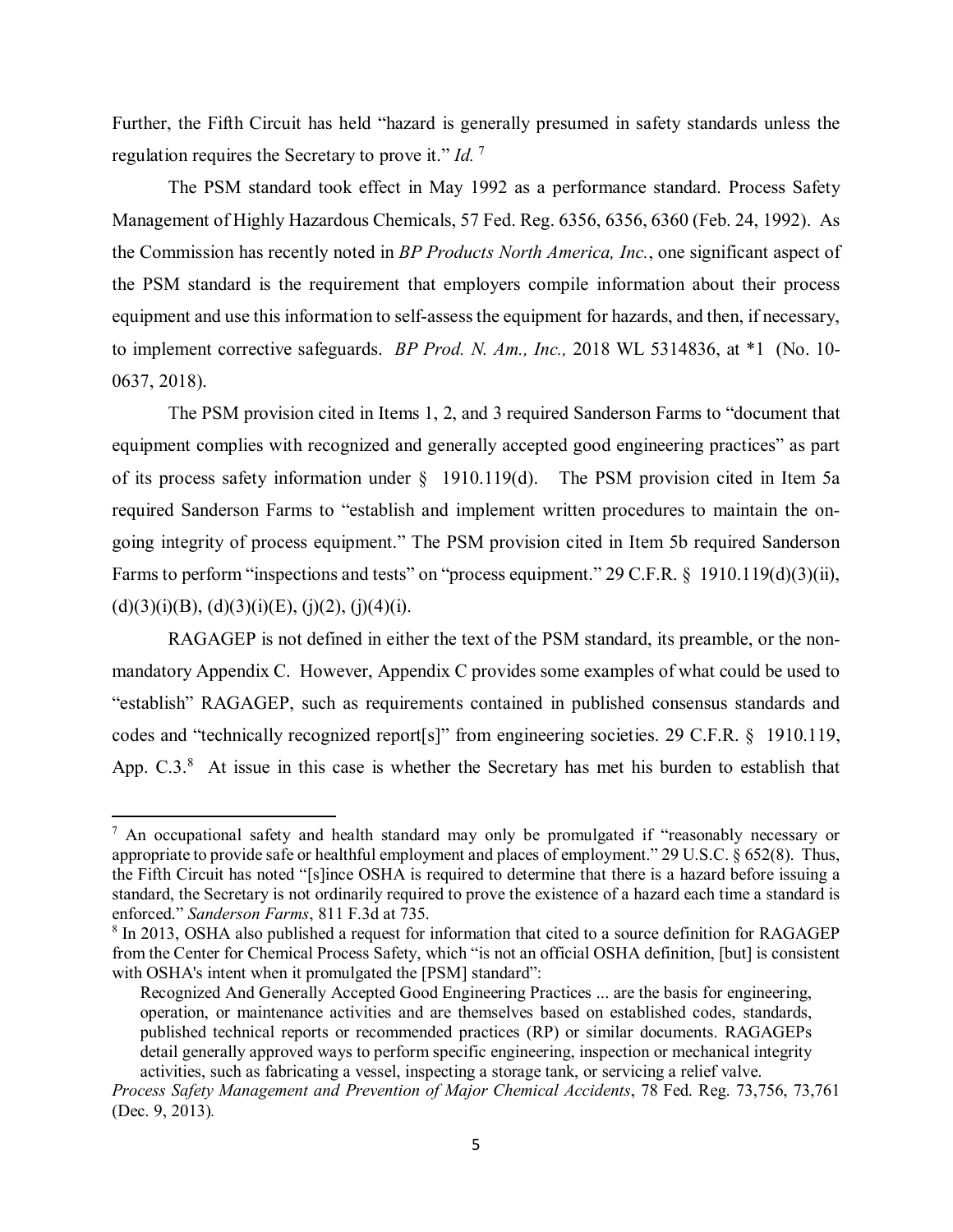Further, the Fifth Circuit has held "hazard is generally presumed in safety standards unless the regulation requires the Secretary to prove it." *Id.* [7]

The PSM standard took effect in May 1992 as a performance standard. Process Safety Management of Highly Hazardous Chemicals, 57 Fed. Reg. 6356, 6356, 6360 (Feb. 24, 1992). As the Commission has recently noted in *BP Products North America, Inc.*, one significant aspect of the PSM standard is the requirement that employers compile information about their process equipment and use this information to self-assess the equipment for hazards, and then, if necessary, to implement corrective safeguards. *BP Prod. N. Am., Inc.,* 2018 WL 5314836, at *1 (No. 10-0637, 2018).

The PSM provision cited in Items 1, 2, and 3 required Sanderson Farms to "document that equipment complies with recognized and generally accepted good engineering practices" as part of its process safety information under § 1910.119(d). The PSM provision cited in Item 5a required Sanderson Farms to "establish and implement written procedures to maintain the on-going integrity of process equipment." The PSM provision cited in Item 5b required Sanderson Farms to perform "inspections and tests" on "process equipment." 29 C.F.R. § 1910.119(d)(3)(ii), (d)(3)(i)(B), (d)(3)(i)(E), (j)(2), (j)(4)(i).

RAGAGEP is not defined in either the text of the PSM standard, its preamble, or the non-mandatory Appendix C. However, Appendix C provides some examples of what could be used to "establish" RAGAGEP, such as requirements contained in published consensus standards and codes and "technically recognized report[s]" from engineering societies. 29 C.F.R. § 1910.119, App. C.3.[8] At issue in this case is whether the Secretary has met his burden to establish that

---

[7] An occupational safety and health standard may only be promulgated if "reasonably necessary or appropriate to provide safe or healthful employment and places of employment." 29 U.S.C. § 652(8). Thus, the Fifth Circuit has noted "[s]ince OSHA is required to determine that there is a hazard before issuing a standard, the Secretary is not ordinarily required to prove the existence of a hazard each time a standard is enforced." *Sanderson Farms*, 811 F.3d at 735.

[8] In 2013, OSHA also published a request for information that cited to a source definition for RAGAGEP from the Center for Chemical Process Safety, which "is not an official OSHA definition, [but] is consistent with OSHA's intent when it promulgated the [PSM] standard":

> Recognized And Generally Accepted Good Engineering Practices ... are the basis for engineering, operation, or maintenance activities and are themselves based on established codes, standards, published technical reports or recommended practices (RP) or similar documents. RAGAGEPs detail generally approved ways to perform specific engineering, inspection or mechanical integrity activities, such as fabricating a vessel, inspecting a storage tank, or servicing a relief valve.

*Process Safety Management and Prevention of Major Chemical Accidents*, 78 Fed. Reg. 73,756, 73,761 (Dec. 9, 2013).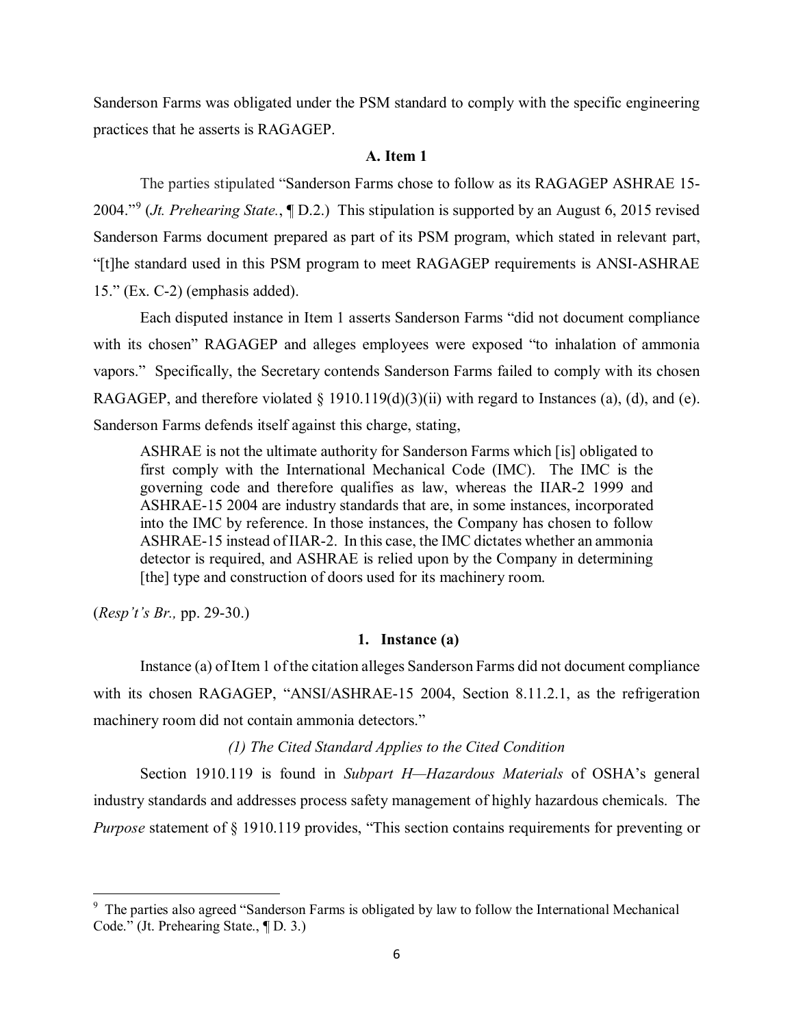Sanderson Farms was obligated under the PSM standard to comply with the specific engineering practices that he asserts is RAGAGEP.

### A. Item 1

The parties stipulated "Sanderson Farms chose to follow as its RAGAGEP ASHRAE 15-2004."[9] (*Jt. Prehearing State.*, ¶ D.2.) This stipulation is supported by an August 6, 2015 revised Sanderson Farms document prepared as part of its PSM program, which stated in relevant part, "[t]he standard used in this PSM program to meet RAGAGEP requirements is ANSI-ASHRAE 15." (Ex. C-2) (emphasis added).

Each disputed instance in Item 1 asserts Sanderson Farms "did not document compliance with its chosen" RAGAGEP and alleges employees were exposed "to inhalation of ammonia vapors." Specifically, the Secretary contends Sanderson Farms failed to comply with its chosen RAGAGEP, and therefore violated § 1910.119(d)(3)(ii) with regard to Instances (a), (d), and (e). Sanderson Farms defends itself against this charge, stating,

> ASHRAE is not the ultimate authority for Sanderson Farms which [is] obligated to first comply with the International Mechanical Code (IMC). The IMC is the governing code and therefore qualifies as law, whereas the IIAR-2 1999 and ASHRAE-15 2004 are industry standards that are, in some instances, incorporated into the IMC by reference. In those instances, the Company has chosen to follow ASHRAE-15 instead of IIAR-2. In this case, the IMC dictates whether an ammonia detector is required, and ASHRAE is relied upon by the Company in determining [the] type and construction of doors used for its machinery room.

(*Resp't's Br.,* pp. 29-30.)

#### 1. Instance (a)

Instance (a) of Item 1 of the citation alleges Sanderson Farms did not document compliance with its chosen RAGAGEP, "ANSI/ASHRAE-15 2004, Section 8.11.2.1, as the refrigeration machinery room did not contain ammonia detectors."

*(1) The Cited Standard Applies to the Cited Condition*

Section 1910.119 is found in *Subpart H—Hazardous Materials* of OSHA's general industry standards and addresses process safety management of highly hazardous chemicals. The *Purpose* statement of § 1910.119 provides, "This section contains requirements for preventing or

---

[9] The parties also agreed "Sanderson Farms is obligated by law to follow the International Mechanical Code." (Jt. Prehearing State., ¶ D. 3.)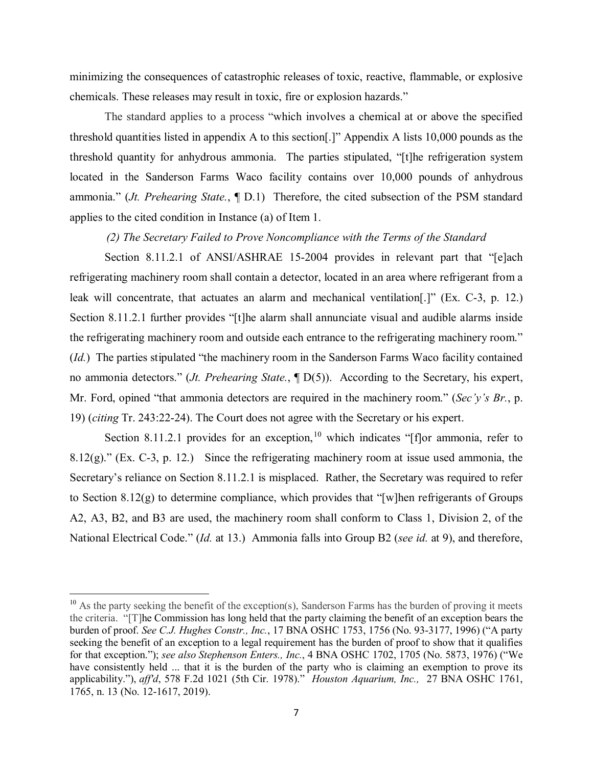minimizing the consequences of catastrophic releases of toxic, reactive, flammable, or explosive chemicals. These releases may result in toxic, fire or explosion hazards."

The standard applies to a process "which involves a chemical at or above the specified threshold quantities listed in appendix A to this section[.]" Appendix A lists 10,000 pounds as the threshold quantity for anhydrous ammonia. The parties stipulated, "[t]he refrigeration system located in the Sanderson Farms Waco facility contains over 10,000 pounds of anhydrous ammonia." (*Jt. Prehearing State.*, ¶ D.1) Therefore, the cited subsection of the PSM standard applies to the cited condition in Instance (a) of Item 1.

*(2) The Secretary Failed to Prove Noncompliance with the Terms of the Standard*

Section 8.11.2.1 of ANSI/ASHRAE 15-2004 provides in relevant part that "[e]ach refrigerating machinery room shall contain a detector, located in an area where refrigerant from a leak will concentrate, that actuates an alarm and mechanical ventilation[.]" (Ex. C-3, p. 12.) Section 8.11.2.1 further provides "[t]he alarm shall annunciate visual and audible alarms inside the refrigerating machinery room and outside each entrance to the refrigerating machinery room." (*Id.*) The parties stipulated "the machinery room in the Sanderson Farms Waco facility contained no ammonia detectors." (*Jt. Prehearing State.*, ¶ D(5)). According to the Secretary, his expert, Mr. Ford, opined "that ammonia detectors are required in the machinery room." (*Sec'y's Br.*, p. 19) (*citing* Tr. 243:22-24). The Court does not agree with the Secretary or his expert.

Section 8.11.2.1 provides for an exception,[10] which indicates "[f]or ammonia, refer to 8.12(g)." (Ex. C-3, p. 12.) Since the refrigerating machinery room at issue used ammonia, the Secretary's reliance on Section 8.11.2.1 is misplaced. Rather, the Secretary was required to refer to Section 8.12(g) to determine compliance, which provides that "[w]hen refrigerants of Groups A2, A3, B2, and B3 are used, the machinery room shall conform to Class 1, Division 2, of the National Electrical Code." (*Id.* at 13.) Ammonia falls into Group B2 (*see id.* at 9), and therefore,

---

[10] As the party seeking the benefit of the exception(s), Sanderson Farms has the burden of proving it meets the criteria. "[T]he Commission has long held that the party claiming the benefit of an exception bears the burden of proof. *See C.J. Hughes Constr., Inc.*, 17 BNA OSHC 1753, 1756 (No. 93-3177, 1996) ("A party seeking the benefit of an exception to a legal requirement has the burden of proof to show that it qualifies for that exception."); *see also Stephenson Enters., Inc.*, 4 BNA OSHC 1702, 1705 (No. 5873, 1976) ("We have consistently held ... that it is the burden of the party who is claiming an exemption to prove its applicability."), *aff'd*, 578 F.2d 1021 (5th Cir. 1978)." *Houston Aquarium, Inc.,* 27 BNA OSHC 1761, 1765, n. 13 (No. 12-1617, 2019).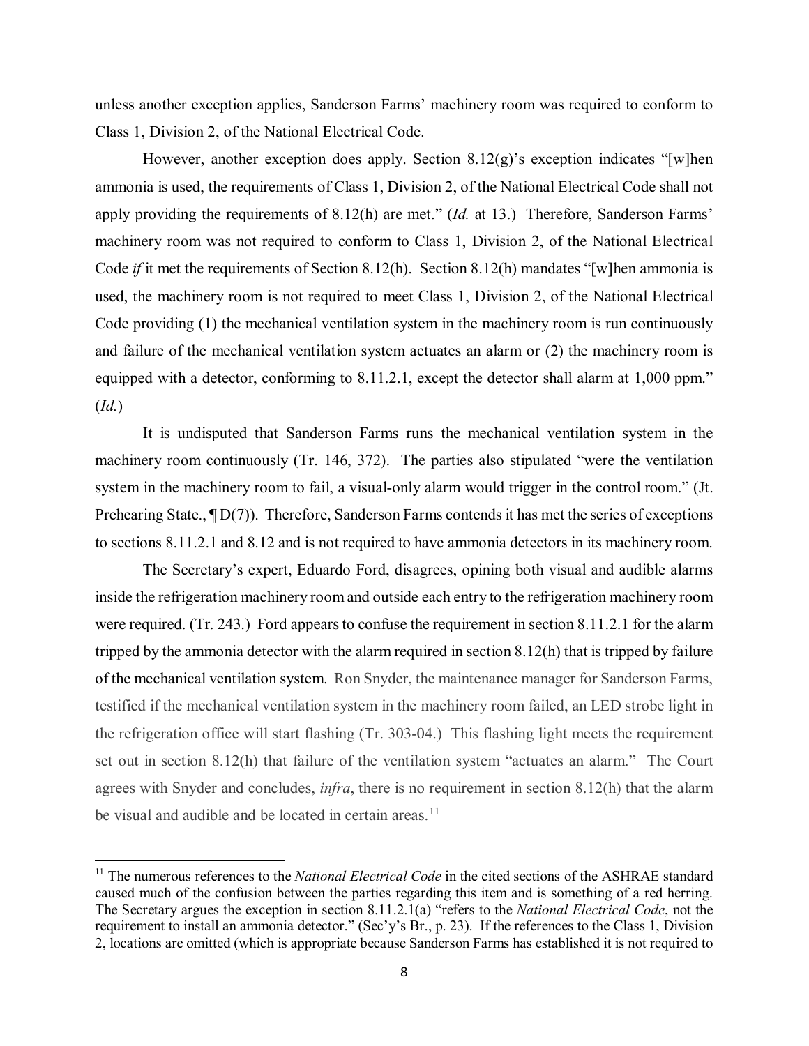unless another exception applies, Sanderson Farms' machinery room was required to conform to Class 1, Division 2, of the National Electrical Code.

However, another exception does apply. Section 8.12(g)'s exception indicates "[w]hen ammonia is used, the requirements of Class 1, Division 2, of the National Electrical Code shall not apply providing the requirements of 8.12(h) are met." (*Id.* at 13.) Therefore, Sanderson Farms' machinery room was not required to conform to Class 1, Division 2, of the National Electrical Code *if* it met the requirements of Section 8.12(h). Section 8.12(h) mandates "[w]hen ammonia is used, the machinery room is not required to meet Class 1, Division 2, of the National Electrical Code providing (1) the mechanical ventilation system in the machinery room is run continuously and failure of the mechanical ventilation system actuates an alarm or (2) the machinery room is equipped with a detector, conforming to 8.11.2.1, except the detector shall alarm at 1,000 ppm." (*Id.*)

It is undisputed that Sanderson Farms runs the mechanical ventilation system in the machinery room continuously (Tr. 146, 372). The parties also stipulated "were the ventilation system in the machinery room to fail, a visual-only alarm would trigger in the control room." (Jt. Prehearing State., ¶ D(7)). Therefore, Sanderson Farms contends it has met the series of exceptions to sections 8.11.2.1 and 8.12 and is not required to have ammonia detectors in its machinery room.

The Secretary's expert, Eduardo Ford, disagrees, opining both visual and audible alarms inside the refrigeration machinery room and outside each entry to the refrigeration machinery room were required. (Tr. 243.) Ford appears to confuse the requirement in section 8.11.2.1 for the alarm tripped by the ammonia detector with the alarm required in section 8.12(h) that is tripped by failure of the mechanical ventilation system. Ron Snyder, the maintenance manager for Sanderson Farms, testified if the mechanical ventilation system in the machinery room failed, an LED strobe light in the refrigeration office will start flashing (Tr. 303-04.) This flashing light meets the requirement set out in section 8.12(h) that failure of the ventilation system "actuates an alarm." The Court agrees with Snyder and concludes, *infra*, there is no requirement in section 8.12(h) that the alarm be visual and audible and be located in certain areas.[11]

---

[11] The numerous references to the *National Electrical Code* in the cited sections of the ASHRAE standard caused much of the confusion between the parties regarding this item and is something of a red herring. The Secretary argues the exception in section 8.11.2.1(a) "refers to the *National Electrical Code*, not the requirement to install an ammonia detector." (Sec'y's Br., p. 23). If the references to the Class 1, Division 2, locations are omitted (which is appropriate because Sanderson Farms has established it is not required to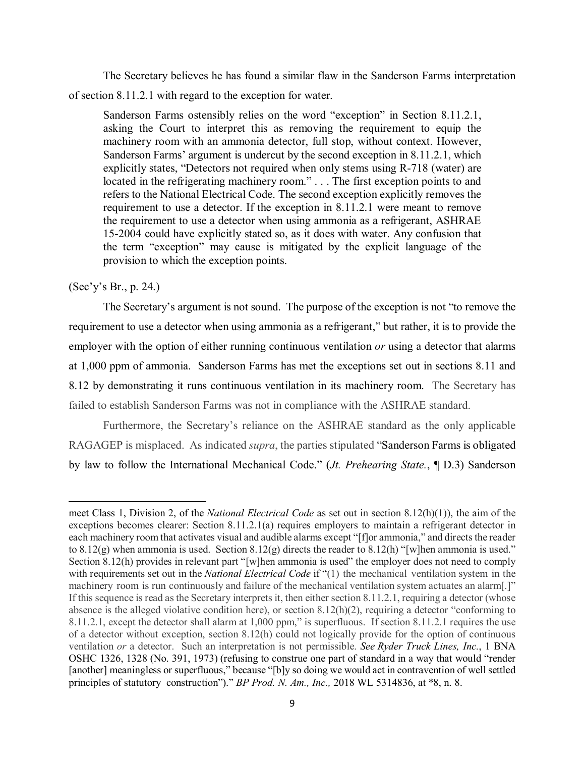The Secretary believes he has found a similar flaw in the Sanderson Farms interpretation of section 8.11.2.1 with regard to the exception for water.

> Sanderson Farms ostensibly relies on the word "exception" in Section 8.11.2.1, asking the Court to interpret this as removing the requirement to equip the machinery room with an ammonia detector, full stop, without context. However, Sanderson Farms' argument is undercut by the second exception in 8.11.2.1, which explicitly states, "Detectors not required when only stems using R-718 (water) are located in the refrigerating machinery room." . . . The first exception points to and refers to the National Electrical Code. The second exception explicitly removes the requirement to use a detector. If the exception in 8.11.2.1 were meant to remove the requirement to use a detector when using ammonia as a refrigerant, ASHRAE 15-2004 could have explicitly stated so, as it does with water. Any confusion that the term "exception" may cause is mitigated by the explicit language of the provision to which the exception points.

(Sec'y's Br., p. 24.)

The Secretary's argument is not sound. The purpose of the exception is not "to remove the requirement to use a detector when using ammonia as a refrigerant," but rather, it is to provide the employer with the option of either running continuous ventilation *or* using a detector that alarms at 1,000 ppm of ammonia. Sanderson Farms has met the exceptions set out in sections 8.11 and 8.12 by demonstrating it runs continuous ventilation in its machinery room. The Secretary has failed to establish Sanderson Farms was not in compliance with the ASHRAE standard.

Furthermore, the Secretary's reliance on the ASHRAE standard as the only applicable RAGAGEP is misplaced. As indicated *supra*, the parties stipulated "Sanderson Farms is obligated by law to follow the International Mechanical Code." (*Jt. Prehearing State.*, ¶ D.3) Sanderson

---

meet Class 1, Division 2, of the *National Electrical Code* as set out in section 8.12(h)(1)), the aim of the exceptions becomes clearer: Section 8.11.2.1(a) requires employers to maintain a refrigerant detector in each machinery room that activates visual and audible alarms except "[f]or ammonia," and directs the reader to 8.12(g) when ammonia is used. Section 8.12(g) directs the reader to 8.12(h) "[w]hen ammonia is used." Section 8.12(h) provides in relevant part "[w]hen ammonia is used" the employer does not need to comply with requirements set out in the *National Electrical Code* if "(1) the mechanical ventilation system in the machinery room is run continuously and failure of the mechanical ventilation system actuates an alarm[.]" If this sequence is read as the Secretary interprets it, then either section 8.11.2.1, requiring a detector (whose absence is the alleged violative condition here), or section 8.12(h)(2), requiring a detector "conforming to 8.11.2.1, except the detector shall alarm at 1,000 ppm," is superfluous. If section 8.11.2.1 requires the use of a detector without exception, section 8.12(h) could not logically provide for the option of continuous ventilation *or* a detector. Such an interpretation is not permissible. ***See Ryder Truck Lines, Inc.***, 1 BNA OSHC 1326, 1328 (No. 391, 1973) (refusing to construe one part of standard in a way that would "render [another] meaningless or superfluous," because "[b]y so doing we would act in contravention of well settled principles of statutory construction")." *BP Prod. N. Am., Inc.,* 2018 WL 5314836, at *8, n. 8.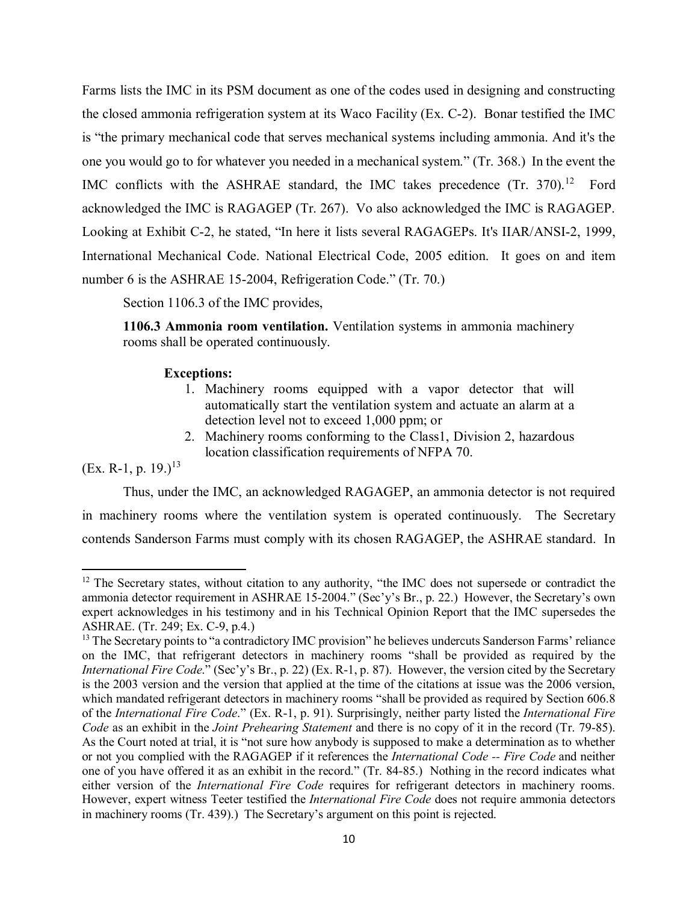Farms lists the IMC in its PSM document as one of the codes used in designing and constructing the closed ammonia refrigeration system at its Waco Facility (Ex. C-2). Bonar testified the IMC is "the primary mechanical code that serves mechanical systems including ammonia. And it's the one you would go to for whatever you needed in a mechanical system." (Tr. 368.) In the event the IMC conflicts with the ASHRAE standard, the IMC takes precedence (Tr. 370).[12] Ford acknowledged the IMC is RAGAGEP (Tr. 267). Vo also acknowledged the IMC is RAGAGEP. Looking at Exhibit C-2, he stated, "In here it lists several RAGAGEPs. It's IIAR/ANSI-2, 1999, International Mechanical Code. National Electrical Code, 2005 edition. It goes on and item number 6 is the ASHRAE 15-2004, Refrigeration Code." (Tr. 70.)

Section 1106.3 of the IMC provides,

> **1106.3 Ammonia room ventilation.** Ventilation systems in ammonia machinery rooms shall be operated continuously.
>
> **Exceptions:**
> 1. Machinery rooms equipped with a vapor detector that will automatically start the ventilation system and actuate an alarm at a detection level not to exceed 1,000 ppm; or
> 2. Machinery rooms conforming to the Class1, Division 2, hazardous location classification requirements of NFPA 70.

(Ex. R-1, p. 19.)[13]

Thus, under the IMC, an acknowledged RAGAGEP, an ammonia detector is not required in machinery rooms where the ventilation system is operated continuously. The Secretary contends Sanderson Farms must comply with its chosen RAGAGEP, the ASHRAE standard. In

---

[12] The Secretary states, without citation to any authority, "the IMC does not supersede or contradict the ammonia detector requirement in ASHRAE 15-2004." (Sec'y's Br., p. 22.) However, the Secretary's own expert acknowledges in his testimony and in his Technical Opinion Report that the IMC supersedes the ASHRAE. (Tr. 249; Ex. C-9, p.4.)

[13] The Secretary points to "a contradictory IMC provision" he believes undercuts Sanderson Farms' reliance on the IMC, that refrigerant detectors in machinery rooms "shall be provided as required by the *International Fire Code*." (Sec'y's Br., p. 22) (Ex. R-1, p. 87). However, the version cited by the Secretary is the 2003 version and the version that applied at the time of the citations at issue was the 2006 version, which mandated refrigerant detectors in machinery rooms "shall be provided as required by Section 606.8 of the *International Fire Code*." (Ex. R-1, p. 91). Surprisingly, neither party listed the *International Fire Code* as an exhibit in the *Joint Prehearing Statement* and there is no copy of it in the record (Tr. 79-85). As the Court noted at trial, it is "not sure how anybody is supposed to make a determination as to whether or not you complied with the RAGAGEP if it references the *International Code -- Fire Code* and neither one of you have offered it as an exhibit in the record." (Tr. 84-85.) Nothing in the record indicates what either version of the *International Fire Code* requires for refrigerant detectors in machinery rooms. However, expert witness Teeter testified the *International Fire Code* does not require ammonia detectors in machinery rooms (Tr. 439).) The Secretary's argument on this point is rejected.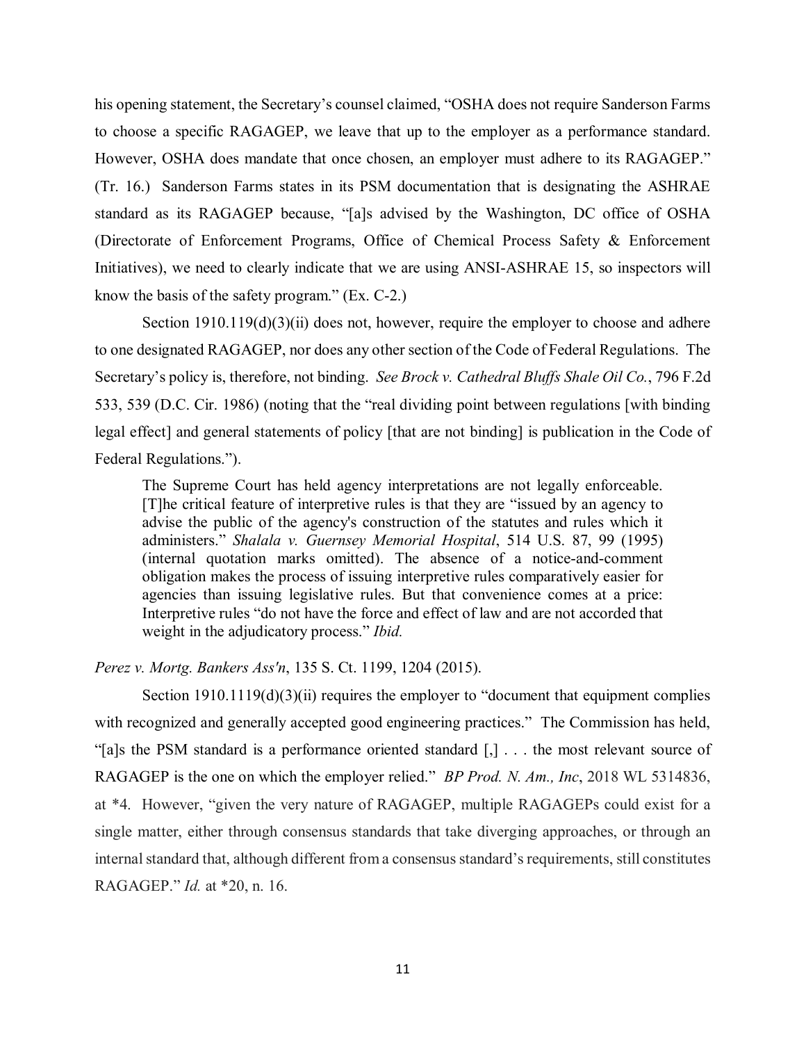his opening statement, the Secretary's counsel claimed, "OSHA does not require Sanderson Farms to choose a specific RAGAGEP, we leave that up to the employer as a performance standard. However, OSHA does mandate that once chosen, an employer must adhere to its RAGAGEP." (Tr. 16.) Sanderson Farms states in its PSM documentation that is designating the ASHRAE standard as its RAGAGEP because, "[a]s advised by the Washington, DC office of OSHA (Directorate of Enforcement Programs, Office of Chemical Process Safety & Enforcement Initiatives), we need to clearly indicate that we are using ANSI-ASHRAE 15, so inspectors will know the basis of the safety program." (Ex. C-2.)

Section 1910.119(d)(3)(ii) does not, however, require the employer to choose and adhere to one designated RAGAGEP, nor does any other section of the Code of Federal Regulations. The Secretary's policy is, therefore, not binding. *See Brock v. Cathedral Bluffs Shale Oil Co.*, 796 F.2d 533, 539 (D.C. Cir. 1986) (noting that the "real dividing point between regulations [with binding legal effect] and general statements of policy [that are not binding] is publication in the Code of Federal Regulations.").

> The Supreme Court has held agency interpretations are not legally enforceable. [T]he critical feature of interpretive rules is that they are "issued by an agency to advise the public of the agency's construction of the statutes and rules which it administers." *Shalala v. Guernsey Memorial Hospital*, 514 U.S. 87, 99 (1995) (internal quotation marks omitted). The absence of a notice-and-comment obligation makes the process of issuing interpretive rules comparatively easier for agencies than issuing legislative rules. But that convenience comes at a price: Interpretive rules "do not have the force and effect of law and are not accorded that weight in the adjudicatory process." *Ibid.*

*Perez v. Mortg. Bankers Ass'n*, 135 S. Ct. 1199, 1204 (2015).

Section 1910.1119(d)(3)(ii) requires the employer to "document that equipment complies with recognized and generally accepted good engineering practices." The Commission has held, "[a]s the PSM standard is a performance oriented standard [,] . . . the most relevant source of RAGAGEP is the one on which the employer relied." *BP Prod. N. Am., Inc*, 2018 WL 5314836, at \*4. However, "given the very nature of RAGAGEP, multiple RAGAGEPs could exist for a single matter, either through consensus standards that take diverging approaches, or through an internal standard that, although different from a consensus standard's requirements, still constitutes RAGAGEP." *Id.* at \*20, n. 16.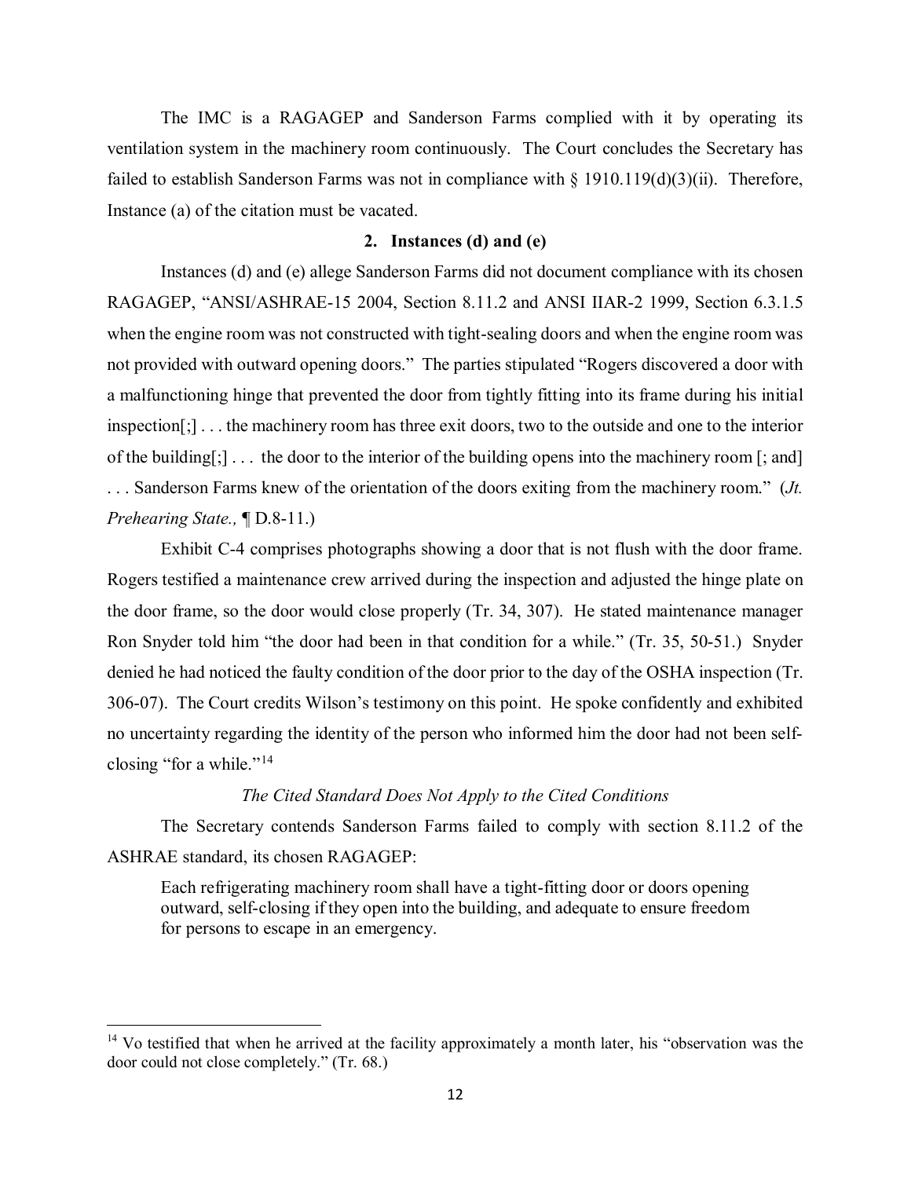The IMC is a RAGAGEP and Sanderson Farms complied with it by operating its ventilation system in the machinery room continuously. The Court concludes the Secretary has failed to establish Sanderson Farms was not in compliance with § 1910.119(d)(3)(ii). Therefore, Instance (a) of the citation must be vacated.

### 2. Instances (d) and (e)

Instances (d) and (e) allege Sanderson Farms did not document compliance with its chosen RAGAGEP, "ANSI/ASHRAE-15 2004, Section 8.11.2 and ANSI IIAR-2 1999, Section 6.3.1.5 when the engine room was not constructed with tight-sealing doors and when the engine room was not provided with outward opening doors." The parties stipulated "Rogers discovered a door with a malfunctioning hinge that prevented the door from tightly fitting into its frame during his initial inspection[;] . . . the machinery room has three exit doors, two to the outside and one to the interior of the building[;] . . . the door to the interior of the building opens into the machinery room [; and] . . . Sanderson Farms knew of the orientation of the doors exiting from the machinery room." (*Jt. Prehearing State.,* ¶ D.8-11.)

Exhibit C-4 comprises photographs showing a door that is not flush with the door frame. Rogers testified a maintenance crew arrived during the inspection and adjusted the hinge plate on the door frame, so the door would close properly (Tr. 34, 307). He stated maintenance manager Ron Snyder told him "the door had been in that condition for a while." (Tr. 35, 50-51.) Snyder denied he had noticed the faulty condition of the door prior to the day of the OSHA inspection (Tr. 306-07). The Court credits Wilson's testimony on this point. He spoke confidently and exhibited no uncertainty regarding the identity of the person who informed him the door had not been self-closing "for a while."[14]

*The Cited Standard Does Not Apply to the Cited Conditions*

The Secretary contends Sanderson Farms failed to comply with section 8.11.2 of the ASHRAE standard, its chosen RAGAGEP:

> Each refrigerating machinery room shall have a tight-fitting door or doors opening outward, self-closing if they open into the building, and adequate to ensure freedom for persons to escape in an emergency.

---

[14] Vo testified that when he arrived at the facility approximately a month later, his "observation was the door could not close completely." (Tr. 68.)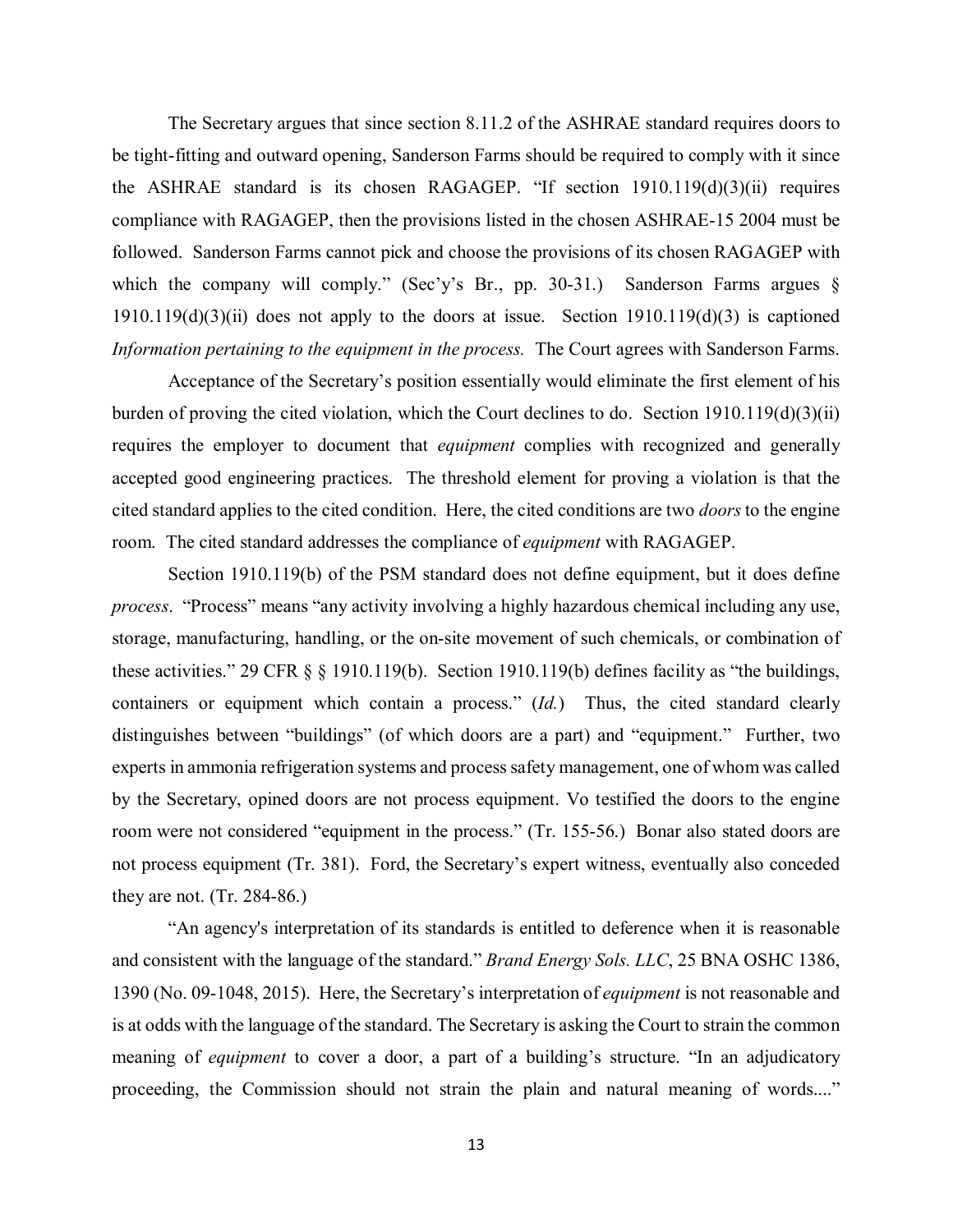The Secretary argues that since section 8.11.2 of the ASHRAE standard requires doors to be tight-fitting and outward opening, Sanderson Farms should be required to comply with it since the ASHRAE standard is its chosen RAGAGEP. "If section 1910.119(d)(3)(ii) requires compliance with RAGAGEP, then the provisions listed in the chosen ASHRAE-15 2004 must be followed. Sanderson Farms cannot pick and choose the provisions of its chosen RAGAGEP with which the company will comply." (Sec'y's Br., pp. 30-31.) Sanderson Farms argues § 1910.119(d)(3)(ii) does not apply to the doors at issue. Section 1910.119(d)(3) is captioned *Information pertaining to the equipment in the process.* The Court agrees with Sanderson Farms.

Acceptance of the Secretary's position essentially would eliminate the first element of his burden of proving the cited violation, which the Court declines to do. Section 1910.119(d)(3)(ii) requires the employer to document that *equipment* complies with recognized and generally accepted good engineering practices. The threshold element for proving a violation is that the cited standard applies to the cited condition. Here, the cited conditions are two *doors* to the engine room. The cited standard addresses the compliance of *equipment* with RAGAGEP.

Section 1910.119(b) of the PSM standard does not define equipment, but it does define *process*. "Process" means "any activity involving a highly hazardous chemical including any use, storage, manufacturing, handling, or the on-site movement of such chemicals, or combination of these activities." 29 CFR § § 1910.119(b). Section 1910.119(b) defines facility as "the buildings, containers or equipment which contain a process." (*Id.*) Thus, the cited standard clearly distinguishes between "buildings" (of which doors are a part) and "equipment." Further, two experts in ammonia refrigeration systems and process safety management, one of whom was called by the Secretary, opined doors are not process equipment. Vo testified the doors to the engine room were not considered "equipment in the process." (Tr. 155-56.) Bonar also stated doors are not process equipment (Tr. 381). Ford, the Secretary's expert witness, eventually also conceded they are not. (Tr. 284-86.)

"An agency's interpretation of its standards is entitled to deference when it is reasonable and consistent with the language of the standard." *Brand Energy Sols. LLC*, 25 BNA OSHC 1386, 1390 (No. 09-1048, 2015). Here, the Secretary's interpretation of *equipment* is not reasonable and is at odds with the language of the standard. The Secretary is asking the Court to strain the common meaning of *equipment* to cover a door, a part of a building's structure. "In an adjudicatory proceeding, the Commission should not strain the plain and natural meaning of words...."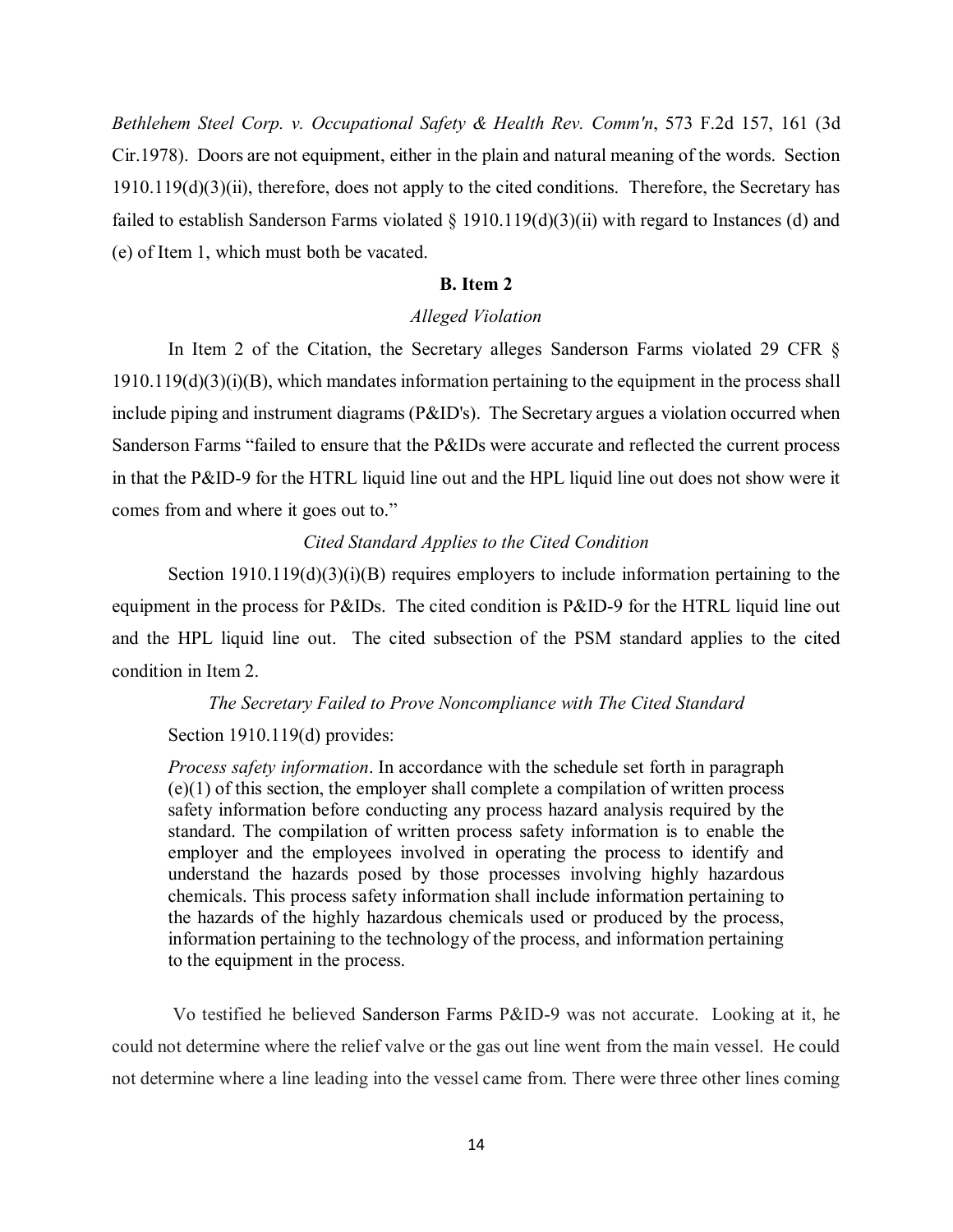*Bethlehem Steel Corp. v. Occupational Safety & Health Rev. Comm'n*, 573 F.2d 157, 161 (3d Cir.1978). Doors are not equipment, either in the plain and natural meaning of the words. Section 1910.119(d)(3)(ii), therefore, does not apply to the cited conditions. Therefore, the Secretary has failed to establish Sanderson Farms violated § 1910.119(d)(3)(ii) with regard to Instances (d) and (e) of Item 1, which must both be vacated.

**B. Item 2**

*Alleged Violation*

In Item 2 of the Citation, the Secretary alleges Sanderson Farms violated 29 CFR § 1910.119(d)(3)(i)(B), which mandates information pertaining to the equipment in the process shall include piping and instrument diagrams (P&ID's). The Secretary argues a violation occurred when Sanderson Farms "failed to ensure that the P&IDs were accurate and reflected the current process in that the P&ID-9 for the HTRL liquid line out and the HPL liquid line out does not show were it comes from and where it goes out to."

*Cited Standard Applies to the Cited Condition*

Section 1910.119(d)(3)(i)(B) requires employers to include information pertaining to the equipment in the process for P&IDs. The cited condition is P&ID-9 for the HTRL liquid line out and the HPL liquid line out. The cited subsection of the PSM standard applies to the cited condition in Item 2.

*The Secretary Failed to Prove Noncompliance with The Cited Standard*

Section 1910.119(d) provides:

> *Process safety information*. In accordance with the schedule set forth in paragraph (e)(1) of this section, the employer shall complete a compilation of written process safety information before conducting any process hazard analysis required by the standard. The compilation of written process safety information is to enable the employer and the employees involved in operating the process to identify and understand the hazards posed by those processes involving highly hazardous chemicals. This process safety information shall include information pertaining to the hazards of the highly hazardous chemicals used or produced by the process, information pertaining to the technology of the process, and information pertaining to the equipment in the process.

Vo testified he believed Sanderson Farms P&ID-9 was not accurate. Looking at it, he could not determine where the relief valve or the gas out line went from the main vessel. He could not determine where a line leading into the vessel came from. There were three other lines coming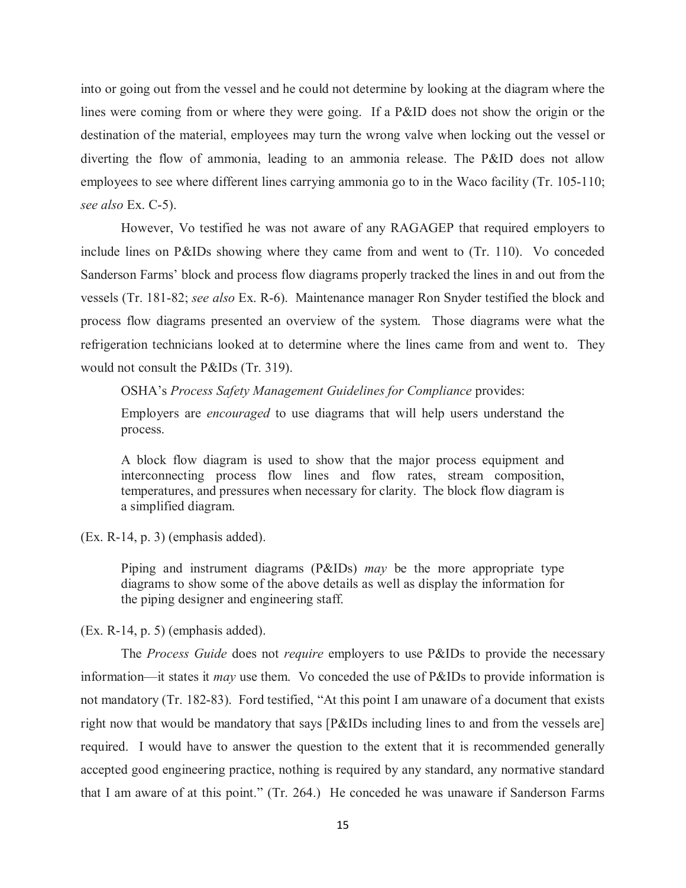into or going out from the vessel and he could not determine by looking at the diagram where the lines were coming from or where they were going. If a P&ID does not show the origin or the destination of the material, employees may turn the wrong valve when locking out the vessel or diverting the flow of ammonia, leading to an ammonia release. The P&ID does not allow employees to see where different lines carrying ammonia go to in the Waco facility (Tr. 105-110; *see also* Ex. C-5).

However, Vo testified he was not aware of any RAGAGEP that required employers to include lines on P&IDs showing where they came from and went to (Tr. 110). Vo conceded Sanderson Farms' block and process flow diagrams properly tracked the lines in and out from the vessels (Tr. 181-82; *see also* Ex. R-6). Maintenance manager Ron Snyder testified the block and process flow diagrams presented an overview of the system. Those diagrams were what the refrigeration technicians looked at to determine where the lines came from and went to. They would not consult the P&IDs (Tr. 319).

OSHA's *Process Safety Management Guidelines for Compliance* provides:

> Employers are *encouraged* to use diagrams that will help users understand the process.
>
> A block flow diagram is used to show that the major process equipment and interconnecting process flow lines and flow rates, stream composition, temperatures, and pressures when necessary for clarity. The block flow diagram is a simplified diagram.

(Ex. R-14, p. 3) (emphasis added).

> Piping and instrument diagrams (P&IDs) *may* be the more appropriate type diagrams to show some of the above details as well as display the information for the piping designer and engineering staff.

(Ex. R-14, p. 5) (emphasis added).

The *Process Guide* does not *require* employers to use P&IDs to provide the necessary information—it states it *may* use them. Vo conceded the use of P&IDs to provide information is not mandatory (Tr. 182-83). Ford testified, "At this point I am unaware of a document that exists right now that would be mandatory that says [P&IDs including lines to and from the vessels are] required. I would have to answer the question to the extent that it is recommended generally accepted good engineering practice, nothing is required by any standard, any normative standard that I am aware of at this point." (Tr. 264.) He conceded he was unaware if Sanderson Farms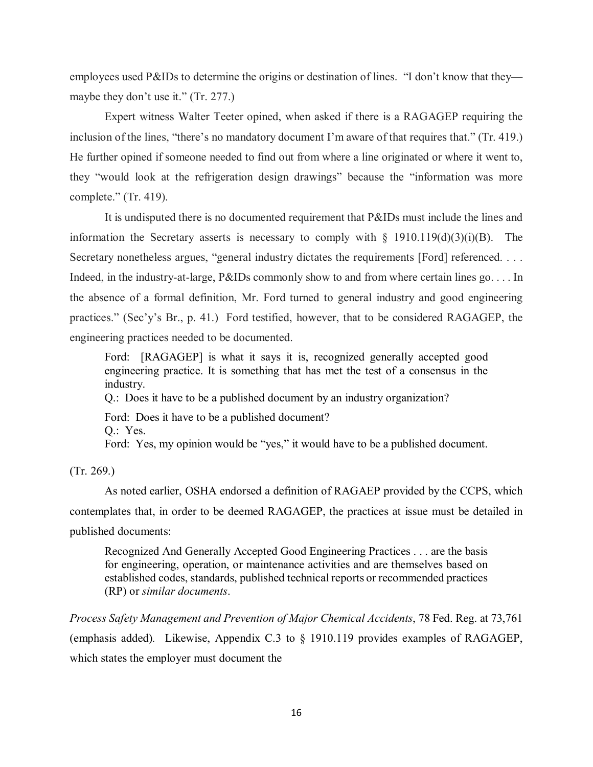employees used P&IDs to determine the origins or destination of lines. "I don't know that they—maybe they don't use it." (Tr. 277.)

Expert witness Walter Teeter opined, when asked if there is a RAGAGEP requiring the inclusion of the lines, "there's no mandatory document I'm aware of that requires that." (Tr. 419.) He further opined if someone needed to find out from where a line originated or where it went to, they "would look at the refrigeration design drawings" because the "information was more complete." (Tr. 419).

It is undisputed there is no documented requirement that P&IDs must include the lines and information the Secretary asserts is necessary to comply with § 1910.119(d)(3)(i)(B). The Secretary nonetheless argues, "general industry dictates the requirements [Ford] referenced. . . . Indeed, in the industry-at-large, P&IDs commonly show to and from where certain lines go. . . . In the absence of a formal definition, Mr. Ford turned to general industry and good engineering practices." (Sec'y's Br., p. 41.) Ford testified, however, that to be considered RAGAGEP, the engineering practices needed to be documented.

> Ford: [RAGAGEP] is what it says it is, recognized generally accepted good engineering practice. It is something that has met the test of a consensus in the industry.
>
> Q.: Does it have to be a published document by an industry organization?
>
> Ford: Does it have to be a published document?
>
> Q.: Yes.
>
> Ford: Yes, my opinion would be "yes," it would have to be a published document.

(Tr. 269.)

As noted earlier, OSHA endorsed a definition of RAGAEP provided by the CCPS, which contemplates that, in order to be deemed RAGAGEP, the practices at issue must be detailed in published documents:

> Recognized And Generally Accepted Good Engineering Practices . . . are the basis for engineering, operation, or maintenance activities and are themselves based on established codes, standards, published technical reports or recommended practices (RP) or *similar documents*.

*Process Safety Management and Prevention of Major Chemical Accidents*, 78 Fed. Reg. at 73,761 (emphasis added). Likewise, Appendix C.3 to § 1910.119 provides examples of RAGAGEP, which states the employer must document the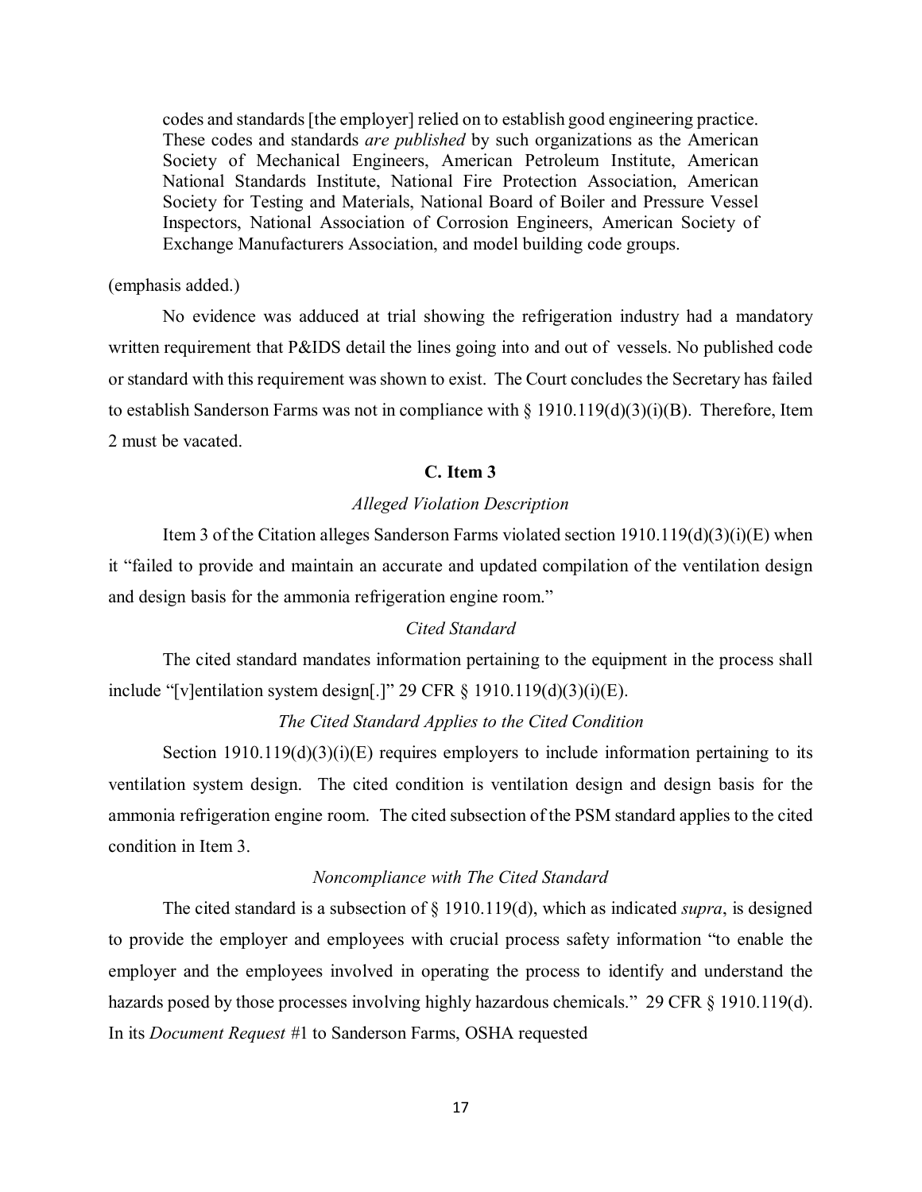> codes and standards [the employer] relied on to establish good engineering practice. These codes and standards *are published* by such organizations as the American Society of Mechanical Engineers, American Petroleum Institute, American National Standards Institute, National Fire Protection Association, American Society for Testing and Materials, National Board of Boiler and Pressure Vessel Inspectors, National Association of Corrosion Engineers, American Society of Exchange Manufacturers Association, and model building code groups.

(emphasis added.)

No evidence was adduced at trial showing the refrigeration industry had a mandatory written requirement that P&IDS detail the lines going into and out of vessels. No published code or standard with this requirement was shown to exist. The Court concludes the Secretary has failed to establish Sanderson Farms was not in compliance with § 1910.119(d)(3)(i)(B). Therefore, Item 2 must be vacated.

### C. Item 3

*Alleged Violation Description*

Item 3 of the Citation alleges Sanderson Farms violated section 1910.119(d)(3)(i)(E) when it "failed to provide and maintain an accurate and updated compilation of the ventilation design and design basis for the ammonia refrigeration engine room."

*Cited Standard*

The cited standard mandates information pertaining to the equipment in the process shall include "[v]entilation system design[.]" 29 CFR § 1910.119(d)(3)(i)(E).

*The Cited Standard Applies to the Cited Condition*

Section 1910.119(d)(3)(i)(E) requires employers to include information pertaining to its ventilation system design. The cited condition is ventilation design and design basis for the ammonia refrigeration engine room. The cited subsection of the PSM standard applies to the cited condition in Item 3.

*Noncompliance with The Cited Standard*

The cited standard is a subsection of § 1910.119(d), which as indicated *supra*, is designed to provide the employer and employees with crucial process safety information "to enable the employer and the employees involved in operating the process to identify and understand the hazards posed by those processes involving highly hazardous chemicals." 29 CFR § 1910.119(d). In its *Document Request* #1 to Sanderson Farms, OSHA requested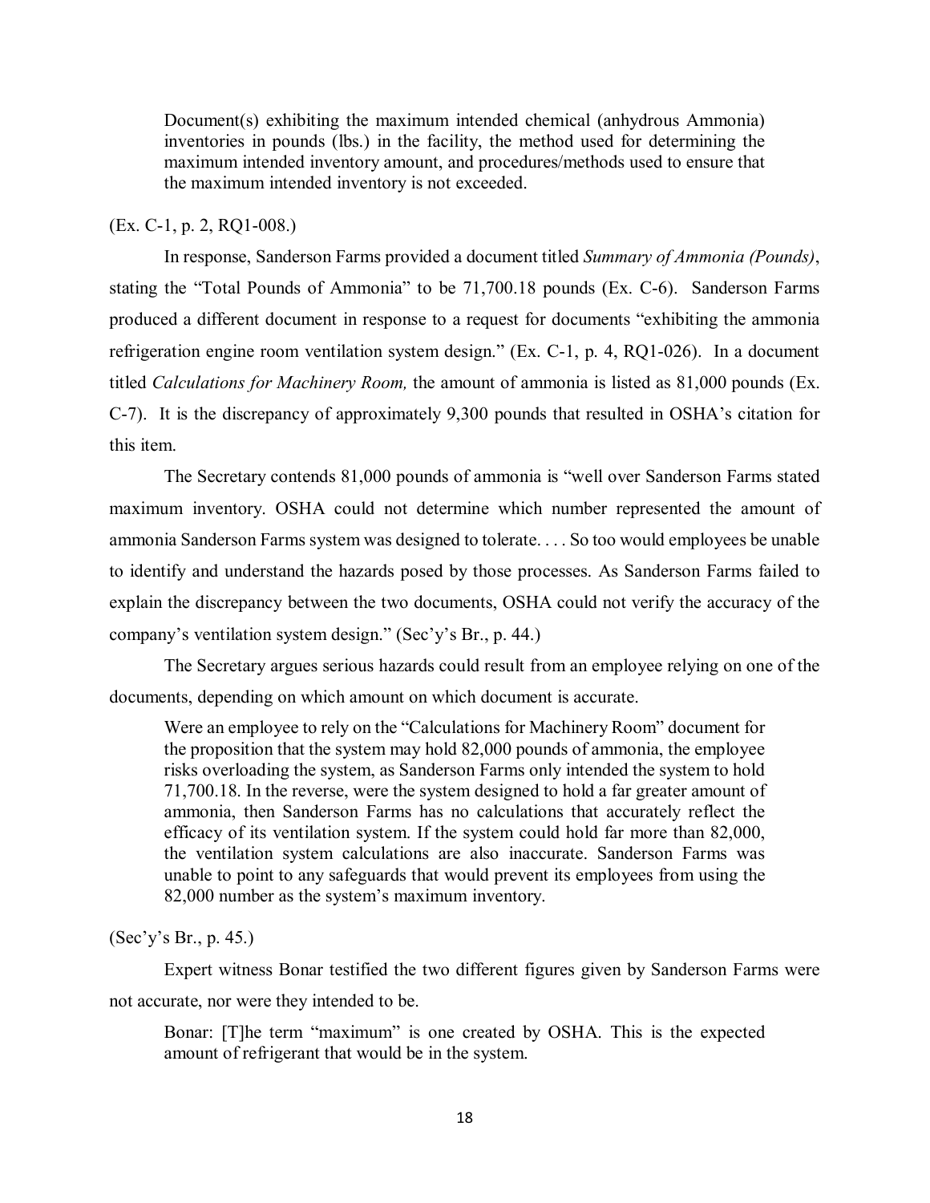> Document(s) exhibiting the maximum intended chemical (anhydrous Ammonia) inventories in pounds (lbs.) in the facility, the method used for determining the maximum intended inventory amount, and procedures/methods used to ensure that the maximum intended inventory is not exceeded.

(Ex. C-1, p. 2, RQ1-008.)

In response, Sanderson Farms provided a document titled *Summary of Ammonia (Pounds)*, stating the "Total Pounds of Ammonia" to be 71,700.18 pounds (Ex. C-6). Sanderson Farms produced a different document in response to a request for documents "exhibiting the ammonia refrigeration engine room ventilation system design." (Ex. C-1, p. 4, RQ1-026). In a document titled *Calculations for Machinery Room,* the amount of ammonia is listed as 81,000 pounds (Ex. C-7). It is the discrepancy of approximately 9,300 pounds that resulted in OSHA's citation for this item.

The Secretary contends 81,000 pounds of ammonia is "well over Sanderson Farms stated maximum inventory. OSHA could not determine which number represented the amount of ammonia Sanderson Farms system was designed to tolerate. . . . So too would employees be unable to identify and understand the hazards posed by those processes. As Sanderson Farms failed to explain the discrepancy between the two documents, OSHA could not verify the accuracy of the company's ventilation system design." (Sec'y's Br., p. 44.)

The Secretary argues serious hazards could result from an employee relying on one of the documents, depending on which amount on which document is accurate.

> Were an employee to rely on the "Calculations for Machinery Room" document for the proposition that the system may hold 82,000 pounds of ammonia, the employee risks overloading the system, as Sanderson Farms only intended the system to hold 71,700.18. In the reverse, were the system designed to hold a far greater amount of ammonia, then Sanderson Farms has no calculations that accurately reflect the efficacy of its ventilation system. If the system could hold far more than 82,000, the ventilation system calculations are also inaccurate. Sanderson Farms was unable to point to any safeguards that would prevent its employees from using the 82,000 number as the system's maximum inventory.

(Sec'y's Br., p. 45.)

Expert witness Bonar testified the two different figures given by Sanderson Farms were not accurate, nor were they intended to be.

> Bonar: [T]he term "maximum" is one created by OSHA. This is the expected amount of refrigerant that would be in the system.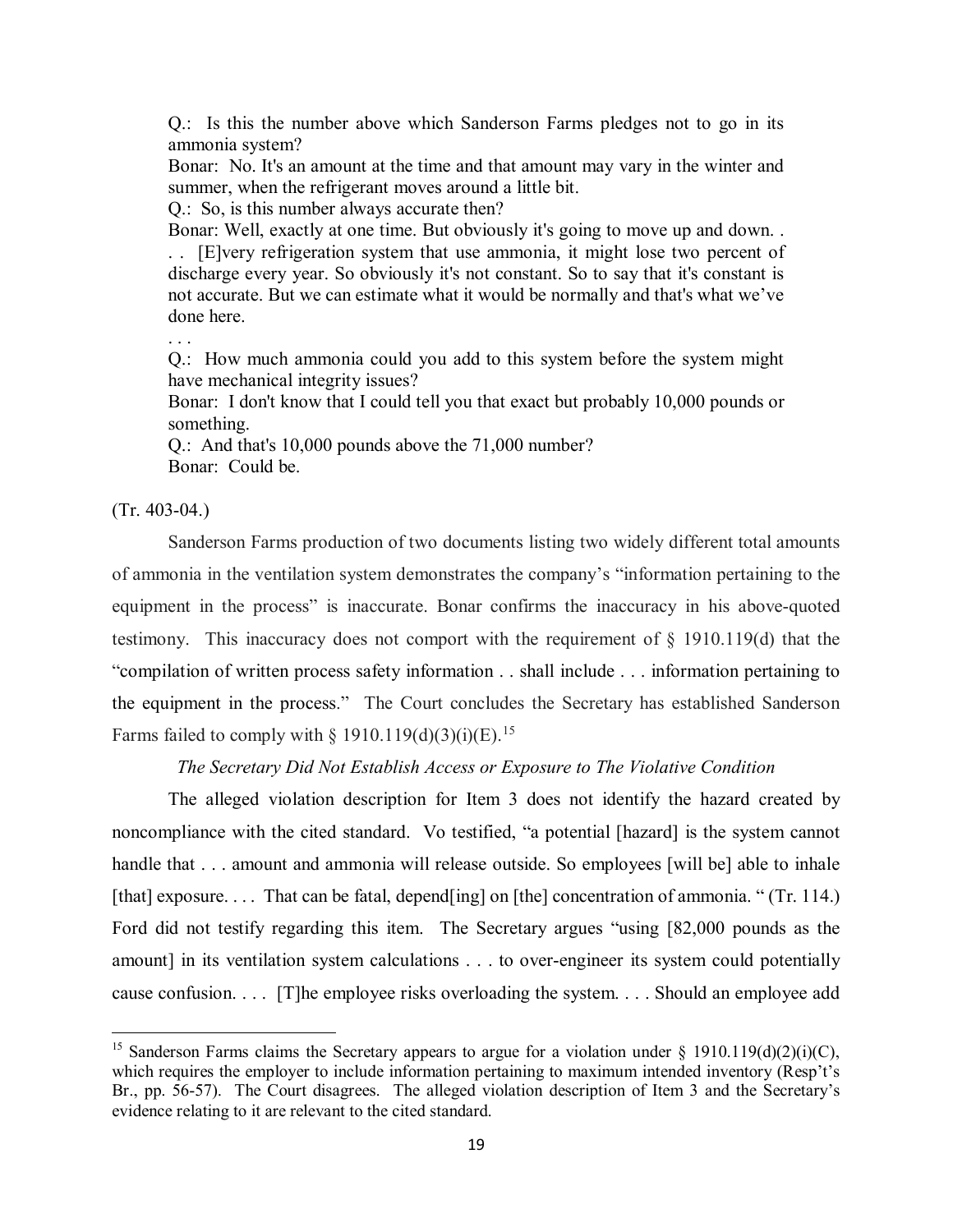> Q.: Is this the number above which Sanderson Farms pledges not to go in its ammonia system?
>
> Bonar: No. It's an amount at the time and that amount may vary in the winter and summer, when the refrigerant moves around a little bit.
>
> Q.: So, is this number always accurate then?
>
> Bonar: Well, exactly at one time. But obviously it's going to move up and down. . . . [E]very refrigeration system that use ammonia, it might lose two percent of discharge every year. So obviously it's not constant. So to say that it's constant is not accurate. But we can estimate what it would be normally and that's what we've done here.
>
> . . .
>
> Q.: How much ammonia could you add to this system before the system might have mechanical integrity issues?
>
> Bonar: I don't know that I could tell you that exact but probably 10,000 pounds or something.
>
> Q.: And that's 10,000 pounds above the 71,000 number?
>
> Bonar: Could be.

(Tr. 403-04.)

Sanderson Farms production of two documents listing two widely different total amounts of ammonia in the ventilation system demonstrates the company's "information pertaining to the equipment in the process" is inaccurate. Bonar confirms the inaccuracy in his above-quoted testimony. This inaccuracy does not comport with the requirement of § 1910.119(d) that the "compilation of written process safety information . . shall include . . . information pertaining to the equipment in the process." The Court concludes the Secretary has established Sanderson Farms failed to comply with § 1910.119(d)(3)(i)(E).[15]

*The Secretary Did Not Establish Access or Exposure to The Violative Condition*

The alleged violation description for Item 3 does not identify the hazard created by noncompliance with the cited standard. Vo testified, "a potential [hazard] is the system cannot handle that . . . amount and ammonia will release outside. So employees [will be] able to inhale [that] exposure. . . . That can be fatal, depend[ing] on [the] concentration of ammonia. " (Tr. 114.) Ford did not testify regarding this item. The Secretary argues "using [82,000 pounds as the amount] in its ventilation system calculations . . . to over-engineer its system could potentially cause confusion. . . . [T]he employee risks overloading the system. . . . Should an employee add

[15] Sanderson Farms claims the Secretary appears to argue for a violation under § 1910.119(d)(2)(i)(C), which requires the employer to include information pertaining to maximum intended inventory (Resp't's Br., pp. 56-57). The Court disagrees. The alleged violation description of Item 3 and the Secretary's evidence relating to it are relevant to the cited standard.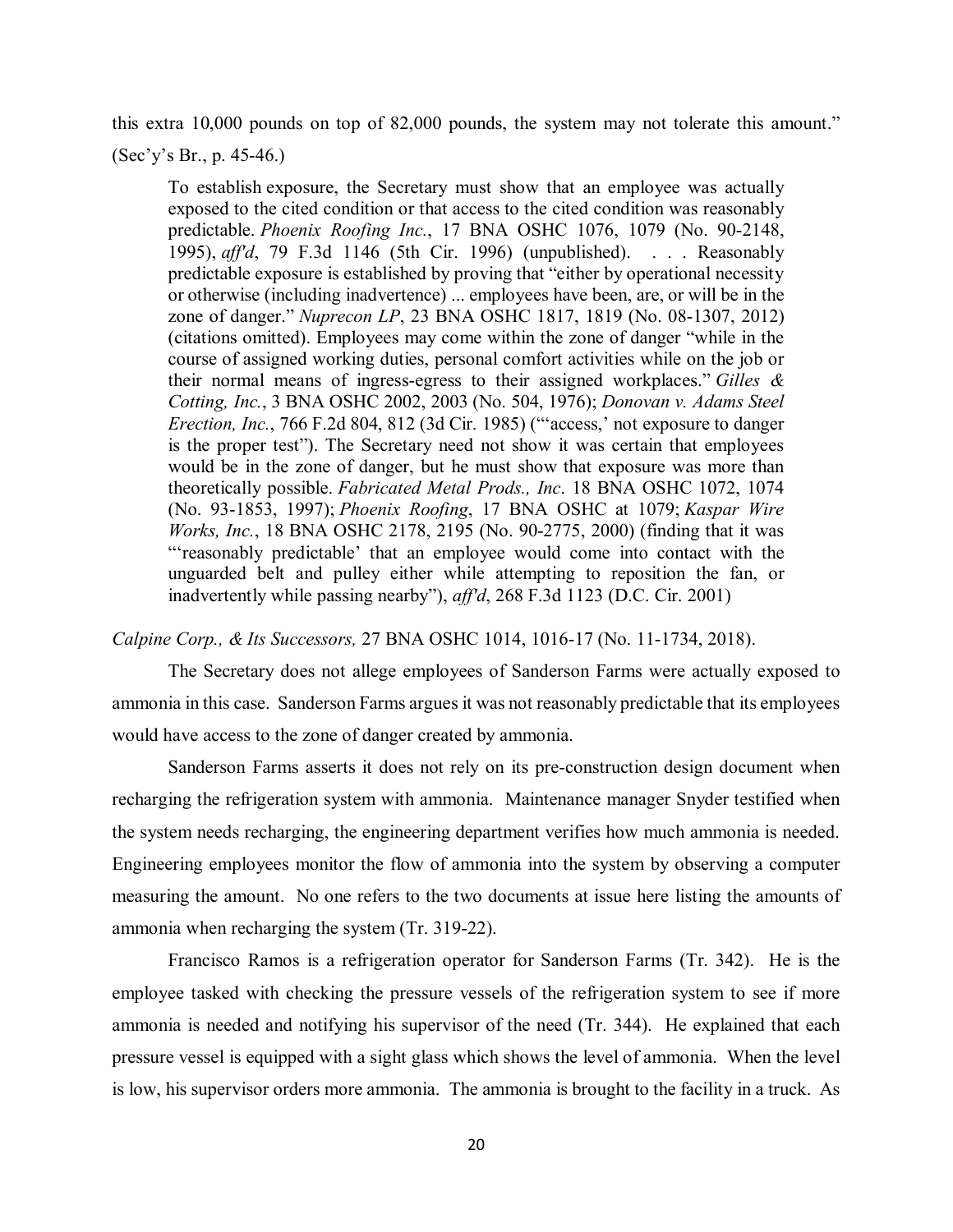this extra 10,000 pounds on top of 82,000 pounds, the system may not tolerate this amount." (Sec'y's Br., p. 45-46.)

> To establish exposure, the Secretary must show that an employee was actually exposed to the cited condition or that access to the cited condition was reasonably predictable. *Phoenix Roofing Inc.*, 17 BNA OSHC 1076, 1079 (No. 90-2148, 1995), *aff'd*, 79 F.3d 1146 (5th Cir. 1996) (unpublished). . . . Reasonably predictable exposure is established by proving that "either by operational necessity or otherwise (including inadvertence) ... employees have been, are, or will be in the zone of danger." *Nuprecon LP*, 23 BNA OSHC 1817, 1819 (No. 08-1307, 2012) (citations omitted). Employees may come within the zone of danger "while in the course of assigned working duties, personal comfort activities while on the job or their normal means of ingress-egress to their assigned workplaces." *Gilles & Cotting, Inc.*, 3 BNA OSHC 2002, 2003 (No. 504, 1976); *Donovan v. Adams Steel Erection, Inc.*, 766 F.2d 804, 812 (3d Cir. 1985) ("'access,' not exposure to danger is the proper test"). The Secretary need not show it was certain that employees would be in the zone of danger, but he must show that exposure was more than theoretically possible. *Fabricated Metal Prods., Inc*. 18 BNA OSHC 1072, 1074 (No. 93-1853, 1997); *Phoenix Roofing*, 17 BNA OSHC at 1079; *Kaspar Wire Works, Inc.*, 18 BNA OSHC 2178, 2195 (No. 90-2775, 2000) (finding that it was "'reasonably predictable' that an employee would come into contact with the unguarded belt and pulley either while attempting to reposition the fan, or inadvertently while passing nearby"), *aff'd*, 268 F.3d 1123 (D.C. Cir. 2001)

*Calpine Corp., & Its Successors,* 27 BNA OSHC 1014, 1016-17 (No. 11-1734, 2018).

The Secretary does not allege employees of Sanderson Farms were actually exposed to ammonia in this case. Sanderson Farms argues it was not reasonably predictable that its employees would have access to the zone of danger created by ammonia.

Sanderson Farms asserts it does not rely on its pre-construction design document when recharging the refrigeration system with ammonia. Maintenance manager Snyder testified when the system needs recharging, the engineering department verifies how much ammonia is needed. Engineering employees monitor the flow of ammonia into the system by observing a computer measuring the amount. No one refers to the two documents at issue here listing the amounts of ammonia when recharging the system (Tr. 319-22).

Francisco Ramos is a refrigeration operator for Sanderson Farms (Tr. 342). He is the employee tasked with checking the pressure vessels of the refrigeration system to see if more ammonia is needed and notifying his supervisor of the need (Tr. 344). He explained that each pressure vessel is equipped with a sight glass which shows the level of ammonia. When the level is low, his supervisor orders more ammonia. The ammonia is brought to the facility in a truck. As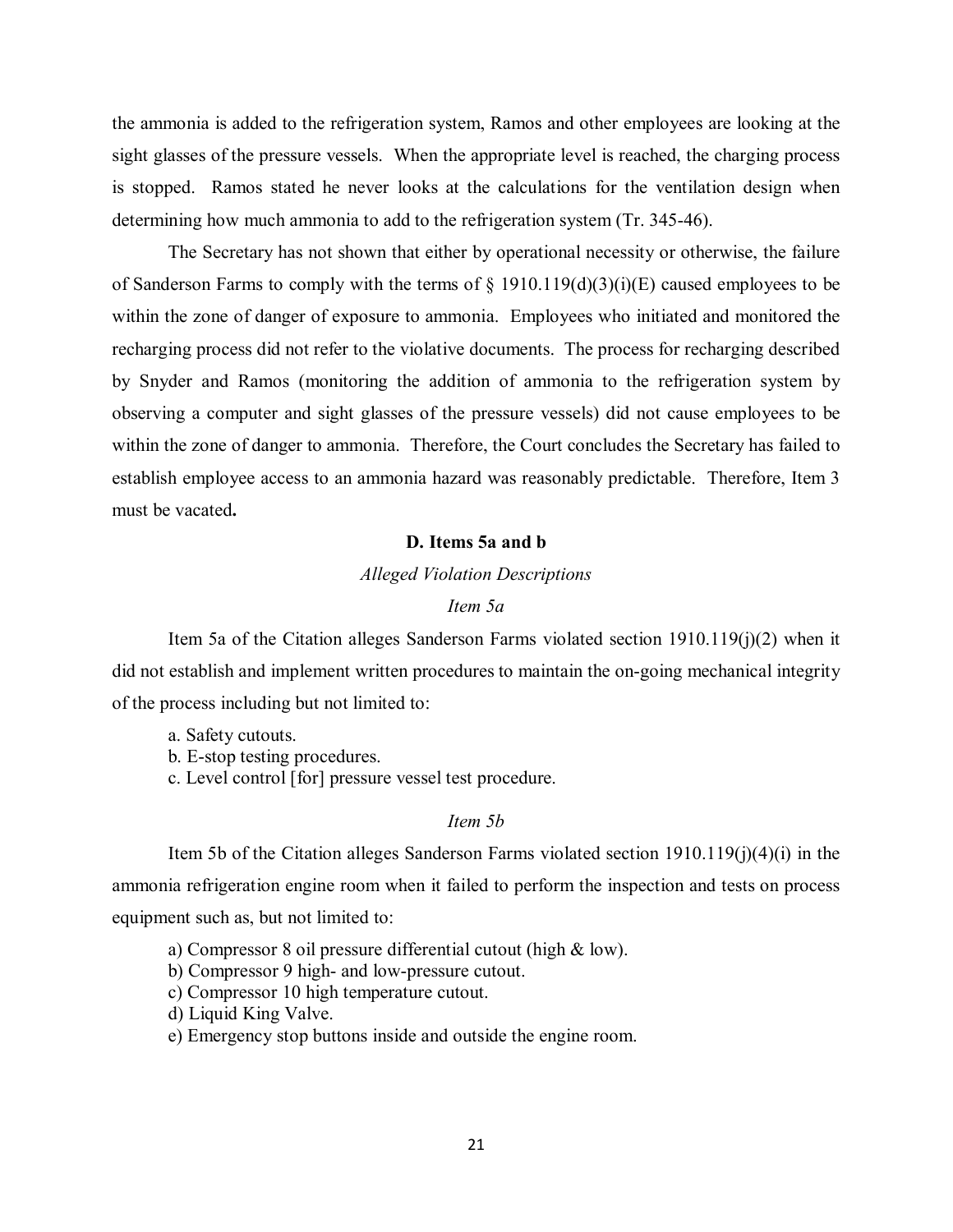the ammonia is added to the refrigeration system, Ramos and other employees are looking at the sight glasses of the pressure vessels. When the appropriate level is reached, the charging process is stopped. Ramos stated he never looks at the calculations for the ventilation design when determining how much ammonia to add to the refrigeration system (Tr. 345-46).

The Secretary has not shown that either by operational necessity or otherwise, the failure of Sanderson Farms to comply with the terms of § 1910.119(d)(3)(i)(E) caused employees to be within the zone of danger of exposure to ammonia. Employees who initiated and monitored the recharging process did not refer to the violative documents. The process for recharging described by Snyder and Ramos (monitoring the addition of ammonia to the refrigeration system by observing a computer and sight glasses of the pressure vessels) did not cause employees to be within the zone of danger to ammonia. Therefore, the Court concludes the Secretary has failed to establish employee access to an ammonia hazard was reasonably predictable. Therefore, Item 3 must be vacated**.**

### D. Items 5a and b

*Alleged Violation Descriptions*

*Item 5a*

Item 5a of the Citation alleges Sanderson Farms violated section 1910.119(j)(2) when it did not establish and implement written procedures to maintain the on-going mechanical integrity of the process including but not limited to:

a. Safety cutouts.
b. E-stop testing procedures.
c. Level control [for] pressure vessel test procedure.

*Item 5b*

Item 5b of the Citation alleges Sanderson Farms violated section 1910.119(j)(4)(i) in the ammonia refrigeration engine room when it failed to perform the inspection and tests on process equipment such as, but not limited to:

a) Compressor 8 oil pressure differential cutout (high & low).
b) Compressor 9 high- and low-pressure cutout.
c) Compressor 10 high temperature cutout.
d) Liquid King Valve.
e) Emergency stop buttons inside and outside the engine room.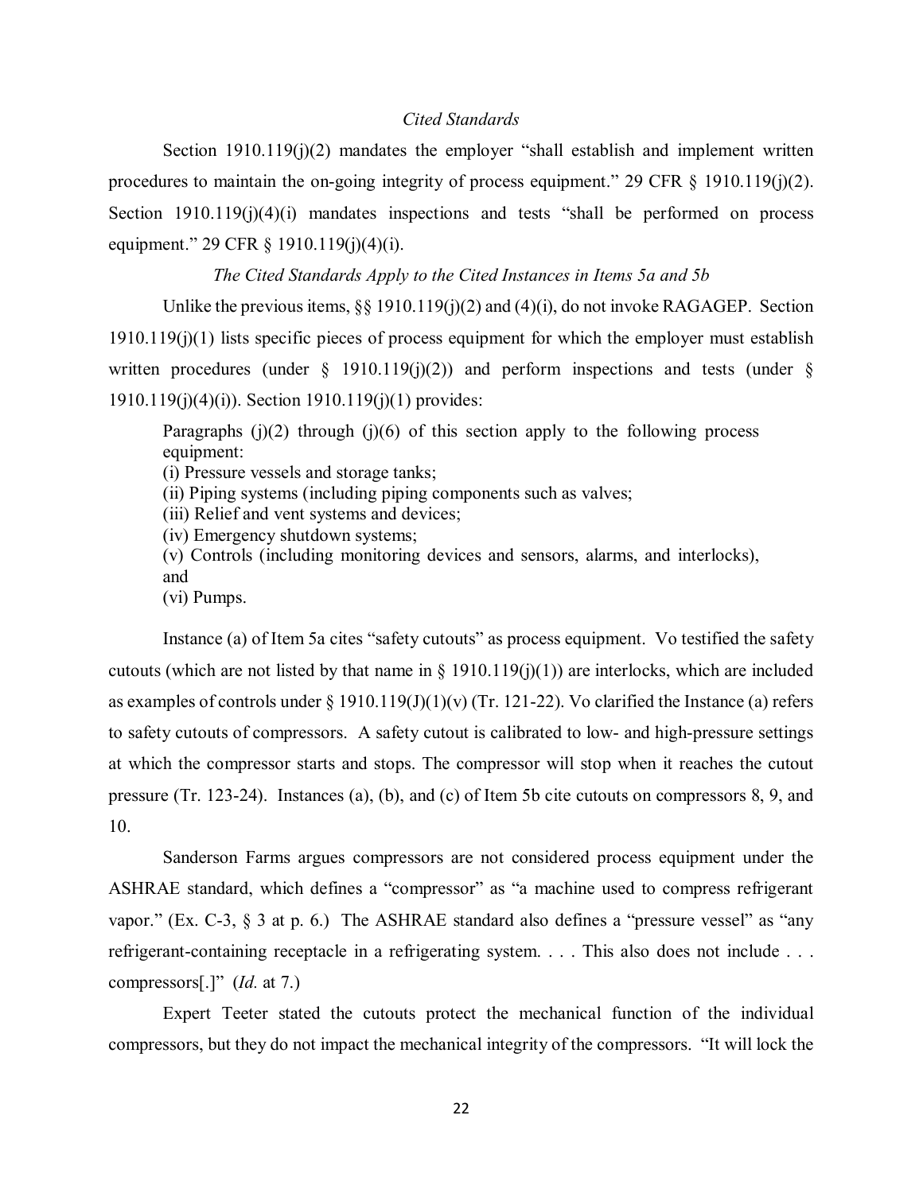*Cited Standards*

Section 1910.119(j)(2) mandates the employer "shall establish and implement written procedures to maintain the on-going integrity of process equipment." 29 CFR § 1910.119(j)(2). Section 1910.119(j)(4)(i) mandates inspections and tests "shall be performed on process equipment." 29 CFR § 1910.119(j)(4)(i).

*The Cited Standards Apply to the Cited Instances in Items 5a and 5b*

Unlike the previous items, §§ 1910.119(j)(2) and (4)(i), do not invoke RAGAGEP. Section 1910.119(j)(1) lists specific pieces of process equipment for which the employer must establish written procedures (under § 1910.119(j)(2)) and perform inspections and tests (under § 1910.119(j)(4)(i)). Section 1910.119(j)(1) provides:

> Paragraphs (j)(2) through (j)(6) of this section apply to the following process equipment:
> (i) Pressure vessels and storage tanks;
> (ii) Piping systems (including piping components such as valves;
> (iii) Relief and vent systems and devices;
> (iv) Emergency shutdown systems;
> (v) Controls (including monitoring devices and sensors, alarms, and interlocks), and
> (vi) Pumps.

Instance (a) of Item 5a cites "safety cutouts" as process equipment. Vo testified the safety cutouts (which are not listed by that name in § 1910.119(j)(1)) are interlocks, which are included as examples of controls under § 1910.119(J)(1)(v) (Tr. 121-22). Vo clarified the Instance (a) refers to safety cutouts of compressors. A safety cutout is calibrated to low- and high-pressure settings at which the compressor starts and stops. The compressor will stop when it reaches the cutout pressure (Tr. 123-24). Instances (a), (b), and (c) of Item 5b cite cutouts on compressors 8, 9, and 10.

Sanderson Farms argues compressors are not considered process equipment under the ASHRAE standard, which defines a "compressor" as "a machine used to compress refrigerant vapor." (Ex. C-3, § 3 at p. 6.) The ASHRAE standard also defines a "pressure vessel" as "any refrigerant-containing receptacle in a refrigerating system. . . . This also does not include . . . compressors[.]" (*Id.* at 7.)

Expert Teeter stated the cutouts protect the mechanical function of the individual compressors, but they do not impact the mechanical integrity of the compressors. "It will lock the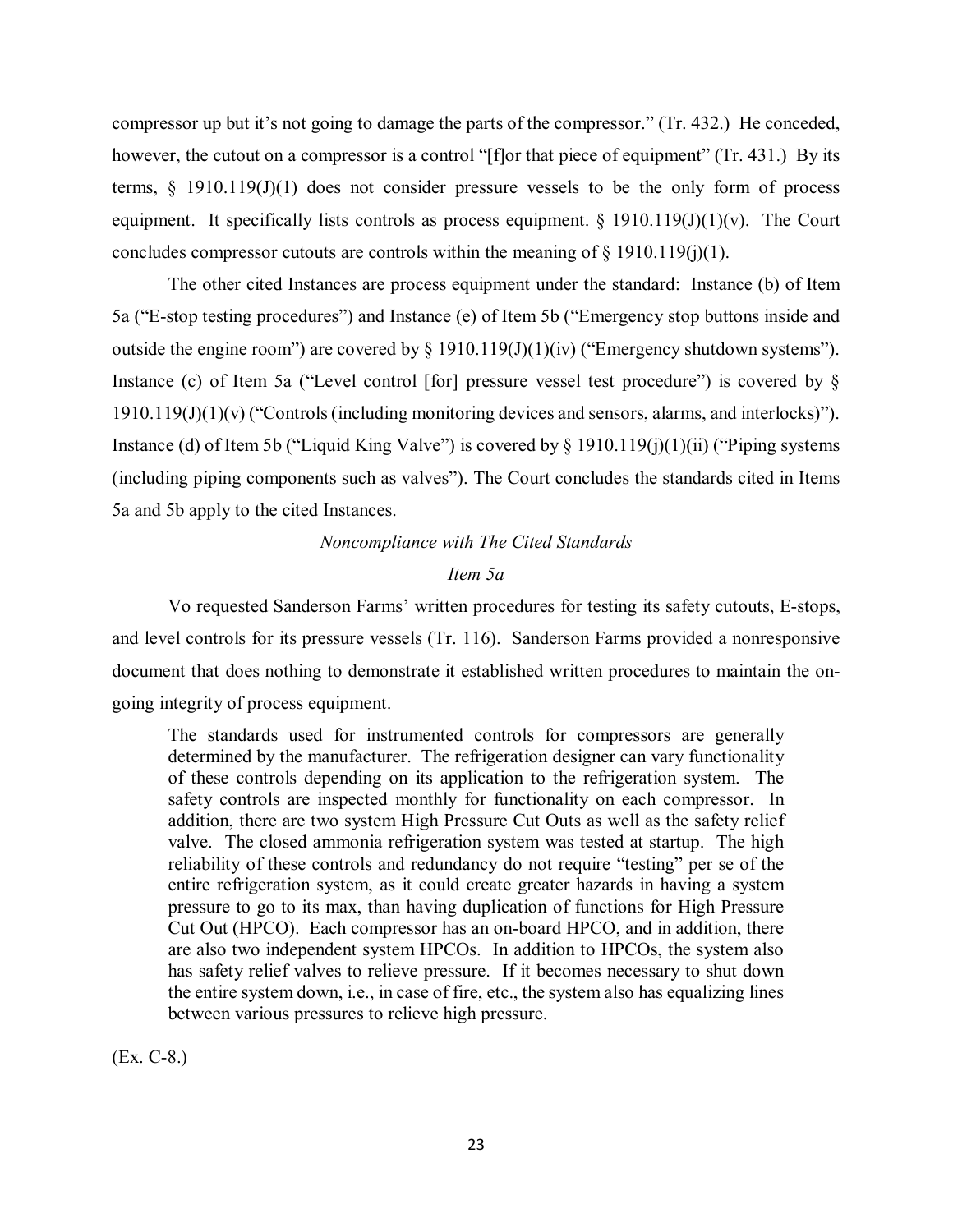compressor up but it's not going to damage the parts of the compressor." (Tr. 432.) He conceded, however, the cutout on a compressor is a control "[f]or that piece of equipment" (Tr. 431.) By its terms, § 1910.119(J)(1) does not consider pressure vessels to be the only form of process equipment. It specifically lists controls as process equipment. § 1910.119(J)(1)(v). The Court concludes compressor cutouts are controls within the meaning of § 1910.119(j)(1).

The other cited Instances are process equipment under the standard: Instance (b) of Item 5a ("E-stop testing procedures") and Instance (e) of Item 5b ("Emergency stop buttons inside and outside the engine room") are covered by § 1910.119(J)(1)(iv) ("Emergency shutdown systems"). Instance (c) of Item 5a ("Level control [for] pressure vessel test procedure") is covered by § 1910.119(J)(1)(v) ("Controls (including monitoring devices and sensors, alarms, and interlocks)"). Instance (d) of Item 5b ("Liquid King Valve") is covered by § 1910.119(j)(1)(ii) ("Piping systems (including piping components such as valves"). The Court concludes the standards cited in Items 5a and 5b apply to the cited Instances.

*Noncompliance with The Cited Standards*

*Item 5a*

Vo requested Sanderson Farms' written procedures for testing its safety cutouts, E-stops, and level controls for its pressure vessels (Tr. 116). Sanderson Farms provided a nonresponsive document that does nothing to demonstrate it established written procedures to maintain the on-going integrity of process equipment.

> The standards used for instrumented controls for compressors are generally determined by the manufacturer. The refrigeration designer can vary functionality of these controls depending on its application to the refrigeration system. The safety controls are inspected monthly for functionality on each compressor. In addition, there are two system High Pressure Cut Outs as well as the safety relief valve. The closed ammonia refrigeration system was tested at startup. The high reliability of these controls and redundancy do not require "testing" per se of the entire refrigeration system, as it could create greater hazards in having a system pressure to go to its max, than having duplication of functions for High Pressure Cut Out (HPCO). Each compressor has an on-board HPCO, and in addition, there are also two independent system HPCOs. In addition to HPCOs, the system also has safety relief valves to relieve pressure. If it becomes necessary to shut down the entire system down, i.e., in case of fire, etc., the system also has equalizing lines between various pressures to relieve high pressure.

(Ex. C-8.)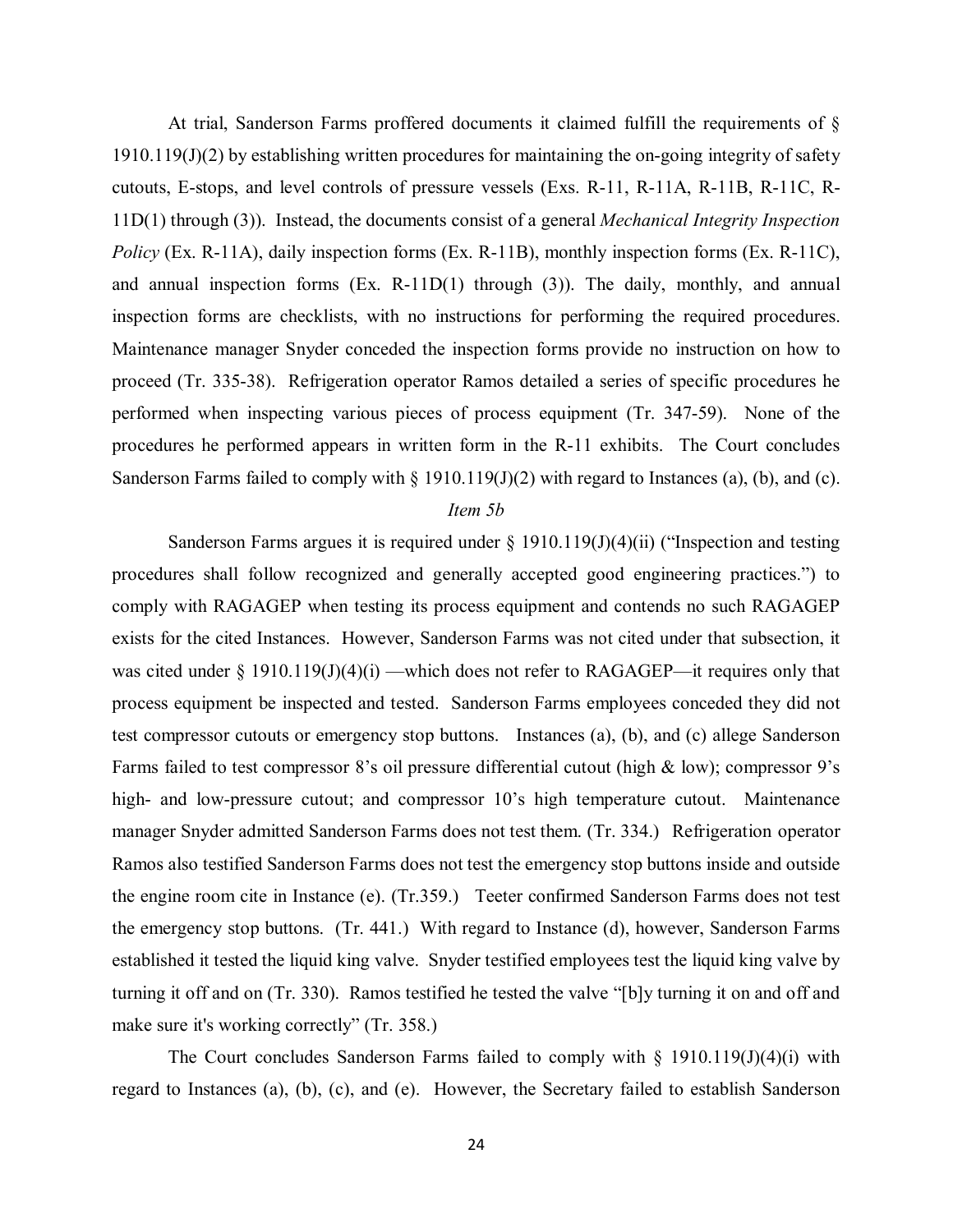At trial, Sanderson Farms proffered documents it claimed fulfill the requirements of § 1910.119(J)(2) by establishing written procedures for maintaining the on-going integrity of safety cutouts, E-stops, and level controls of pressure vessels (Exs. R-11, R-11A, R-11B, R-11C, R-11D(1) through (3)). Instead, the documents consist of a general *Mechanical Integrity Inspection Policy* (Ex. R-11A), daily inspection forms (Ex. R-11B), monthly inspection forms (Ex. R-11C), and annual inspection forms (Ex. R-11D(1) through (3)). The daily, monthly, and annual inspection forms are checklists, with no instructions for performing the required procedures. Maintenance manager Snyder conceded the inspection forms provide no instruction on how to proceed (Tr. 335-38). Refrigeration operator Ramos detailed a series of specific procedures he performed when inspecting various pieces of process equipment (Tr. 347-59). None of the procedures he performed appears in written form in the R-11 exhibits. The Court concludes Sanderson Farms failed to comply with § 1910.119(J)(2) with regard to Instances (a), (b), and (c).

*Item 5b*

Sanderson Farms argues it is required under § 1910.119(J)(4)(ii) ("Inspection and testing procedures shall follow recognized and generally accepted good engineering practices.") to comply with RAGAGEP when testing its process equipment and contends no such RAGAGEP exists for the cited Instances. However, Sanderson Farms was not cited under that subsection, it was cited under § 1910.119(J)(4)(i) —which does not refer to RAGAGEP—it requires only that process equipment be inspected and tested. Sanderson Farms employees conceded they did not test compressor cutouts or emergency stop buttons. Instances (a), (b), and (c) allege Sanderson Farms failed to test compressor 8's oil pressure differential cutout (high & low); compressor 9's high- and low-pressure cutout; and compressor 10's high temperature cutout. Maintenance manager Snyder admitted Sanderson Farms does not test them. (Tr. 334.) Refrigeration operator Ramos also testified Sanderson Farms does not test the emergency stop buttons inside and outside the engine room cite in Instance (e). (Tr.359.) Teeter confirmed Sanderson Farms does not test the emergency stop buttons. (Tr. 441.) With regard to Instance (d), however, Sanderson Farms established it tested the liquid king valve. Snyder testified employees test the liquid king valve by turning it off and on (Tr. 330). Ramos testified he tested the valve "[b]y turning it on and off and make sure it's working correctly" (Tr. 358.)

The Court concludes Sanderson Farms failed to comply with § 1910.119(J)(4)(i) with regard to Instances (a), (b), (c), and (e). However, the Secretary failed to establish Sanderson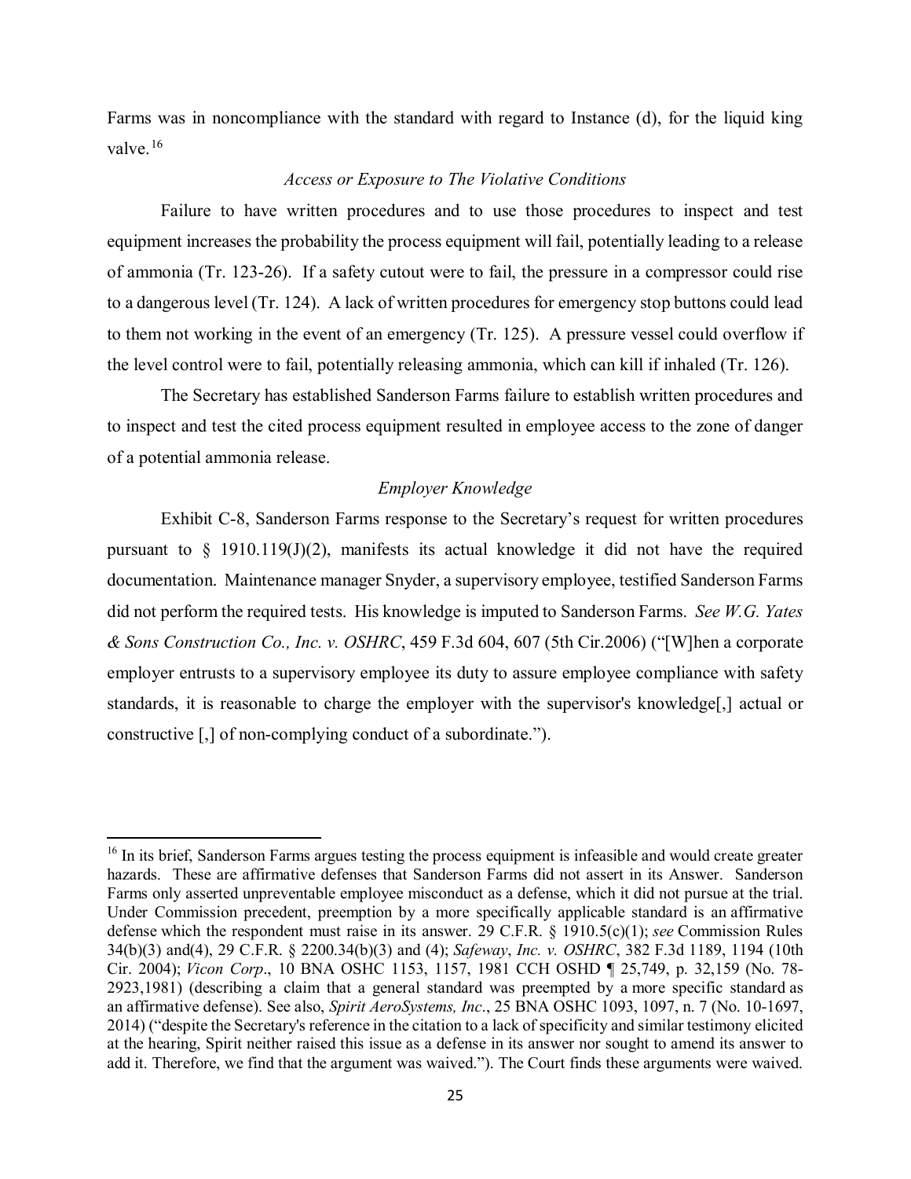Farms was in noncompliance with the standard with regard to Instance (d), for the liquid king valve.[16]

*Access or Exposure to The Violative Conditions*

Failure to have written procedures and to use those procedures to inspect and test equipment increases the probability the process equipment will fail, potentially leading to a release of ammonia (Tr. 123-26). If a safety cutout were to fail, the pressure in a compressor could rise to a dangerous level (Tr. 124). A lack of written procedures for emergency stop buttons could lead to them not working in the event of an emergency (Tr. 125). A pressure vessel could overflow if the level control were to fail, potentially releasing ammonia, which can kill if inhaled (Tr. 126).

The Secretary has established Sanderson Farms failure to establish written procedures and to inspect and test the cited process equipment resulted in employee access to the zone of danger of a potential ammonia release.

*Employer Knowledge*

Exhibit C-8, Sanderson Farms response to the Secretary's request for written procedures pursuant to § 1910.119(J)(2), manifests its actual knowledge it did not have the required documentation. Maintenance manager Snyder, a supervisory employee, testified Sanderson Farms did not perform the required tests. His knowledge is imputed to Sanderson Farms. *See W.G. Yates & Sons Construction Co., Inc. v. OSHRC*, 459 F.3d 604, 607 (5th Cir.2006) ("[W]hen a corporate employer entrusts to a supervisory employee its duty to assure employee compliance with safety standards, it is reasonable to charge the employer with the supervisor's knowledge[,] actual or constructive [,] of non-complying conduct of a subordinate.").

---

[16] In its brief, Sanderson Farms argues testing the process equipment is infeasible and would create greater hazards. These are affirmative defenses that Sanderson Farms did not assert in its Answer. Sanderson Farms only asserted unpreventable employee misconduct as a defense, which it did not pursue at the trial. Under Commission precedent, preemption by a more specifically applicable standard is an affirmative defense which the respondent must raise in its answer. 29 C.F.R. § 1910.5(c)(1); *see* Commission Rules 34(b)(3) and(4), 29 C.F.R. § 2200.34(b)(3) and (4); *Safeway*, *Inc. v. OSHRC*, 382 F.3d 1189, 1194 (10th Cir. 2004); *Vicon Corp*., 10 BNA OSHC 1153, 1157, 1981 CCH OSHD ¶ 25,749, p. 32,159 (No. 78-2923,1981) (describing a claim that a general standard was preempted by a more specific standard as an affirmative defense). See also, *Spirit AeroSystems, Inc*., 25 BNA OSHC 1093, 1097, n. 7 (No. 10-1697, 2014) ("despite the Secretary's reference in the citation to a lack of specificity and similar testimony elicited at the hearing, Spirit neither raised this issue as a defense in its answer nor sought to amend its answer to add it. Therefore, we find that the argument was waived."). The Court finds these arguments were waived.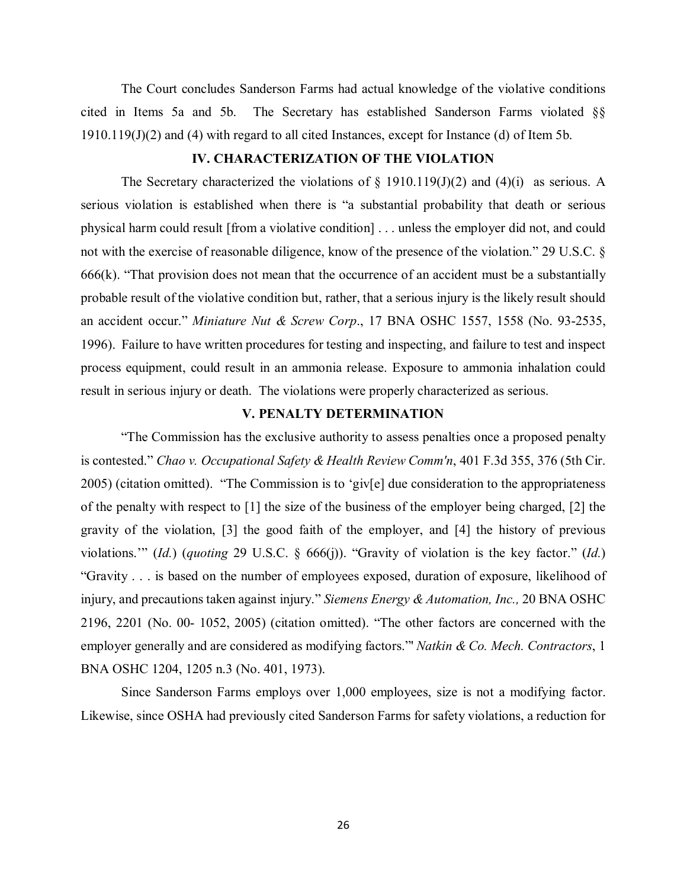The Court concludes Sanderson Farms had actual knowledge of the violative conditions cited in Items 5a and 5b. The Secretary has established Sanderson Farms violated §§ 1910.119(J)(2) and (4) with regard to all cited Instances, except for Instance (d) of Item 5b.

## IV. CHARACTERIZATION OF THE VIOLATION

The Secretary characterized the violations of § 1910.119(J)(2) and (4)(i) as serious. A serious violation is established when there is "a substantial probability that death or serious physical harm could result [from a violative condition] . . . unless the employer did not, and could not with the exercise of reasonable diligence, know of the presence of the violation." 29 U.S.C. § 666(k). "That provision does not mean that the occurrence of an accident must be a substantially probable result of the violative condition but, rather, that a serious injury is the likely result should an accident occur." *Miniature Nut & Screw Corp*., 17 BNA OSHC 1557, 1558 (No. 93-2535, 1996). Failure to have written procedures for testing and inspecting, and failure to test and inspect process equipment, could result in an ammonia release. Exposure to ammonia inhalation could result in serious injury or death. The violations were properly characterized as serious.

## V. PENALTY DETERMINATION

"The Commission has the exclusive authority to assess penalties once a proposed penalty is contested." *Chao v. Occupational Safety & Health Review Comm'n*, 401 F.3d 355, 376 (5th Cir. 2005) (citation omitted). "The Commission is to 'giv[e] due consideration to the appropriateness of the penalty with respect to [1] the size of the business of the employer being charged, [2] the gravity of the violation, [3] the good faith of the employer, and [4] the history of previous violations.'" (*Id.*) (*quoting* 29 U.S.C. § 666(j)). "Gravity of violation is the key factor." (*Id.*) "Gravity . . . is based on the number of employees exposed, duration of exposure, likelihood of injury, and precautions taken against injury." *Siemens Energy & Automation, Inc.,* 20 BNA OSHC 2196, 2201 (No. 00- 1052, 2005) (citation omitted). "The other factors are concerned with the employer generally and are considered as modifying factors.'" *Natkin & Co. Mech. Contractors*, 1 BNA OSHC 1204, 1205 n.3 (No. 401, 1973).

Since Sanderson Farms employs over 1,000 employees, size is not a modifying factor. Likewise, since OSHA had previously cited Sanderson Farms for safety violations, a reduction for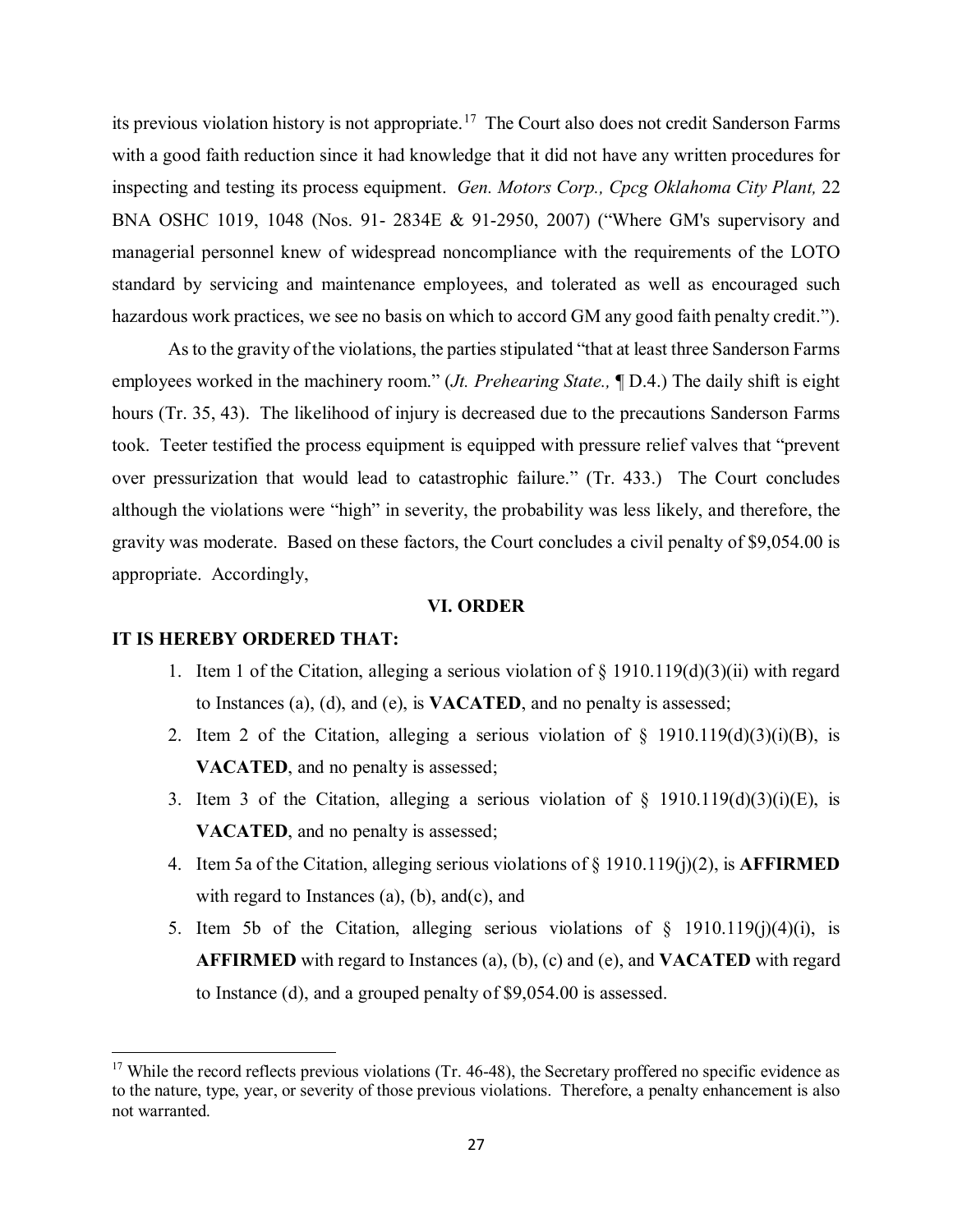its previous violation history is not appropriate.[17] The Court also does not credit Sanderson Farms with a good faith reduction since it had knowledge that it did not have any written procedures for inspecting and testing its process equipment. *Gen. Motors Corp., Cpcg Oklahoma City Plant,* 22 BNA OSHC 1019, 1048 (Nos. 91- 2834E & 91-2950, 2007) ("Where GM's supervisory and managerial personnel knew of widespread noncompliance with the requirements of the LOTO standard by servicing and maintenance employees, and tolerated as well as encouraged such hazardous work practices, we see no basis on which to accord GM any good faith penalty credit.").

As to the gravity of the violations, the parties stipulated "that at least three Sanderson Farms employees worked in the machinery room." (*Jt. Prehearing State.,* ¶ D.4.) The daily shift is eight hours (Tr. 35, 43). The likelihood of injury is decreased due to the precautions Sanderson Farms took. Teeter testified the process equipment is equipped with pressure relief valves that "prevent over pressurization that would lead to catastrophic failure." (Tr. 433.) The Court concludes although the violations were "high" in severity, the probability was less likely, and therefore, the gravity was moderate. Based on these factors, the Court concludes a civil penalty of $9,054.00 is appropriate. Accordingly,

## VI. ORDER

**IT IS HEREBY ORDERED THAT:**

1. Item 1 of the Citation, alleging a serious violation of § 1910.119(d)(3)(ii) with regard to Instances (a), (d), and (e), is **VACATED**, and no penalty is assessed;
2. Item 2 of the Citation, alleging a serious violation of § 1910.119(d)(3)(i)(B), is **VACATED**, and no penalty is assessed;
3. Item 3 of the Citation, alleging a serious violation of § 1910.119(d)(3)(i)(E), is **VACATED**, and no penalty is assessed;
4. Item 5a of the Citation, alleging serious violations of § 1910.119(j)(2), is **AFFIRMED** with regard to Instances (a), (b), and(c), and
5. Item 5b of the Citation, alleging serious violations of § 1910.119(j)(4)(i), is **AFFIRMED** with regard to Instances (a), (b), (c) and (e), and **VACATED** with regard to Instance (d), and a grouped penalty of $9,054.00 is assessed.

---

[17] While the record reflects previous violations (Tr. 46-48), the Secretary proffered no specific evidence as to the nature, type, year, or severity of those previous violations. Therefore, a penalty enhancement is also not warranted.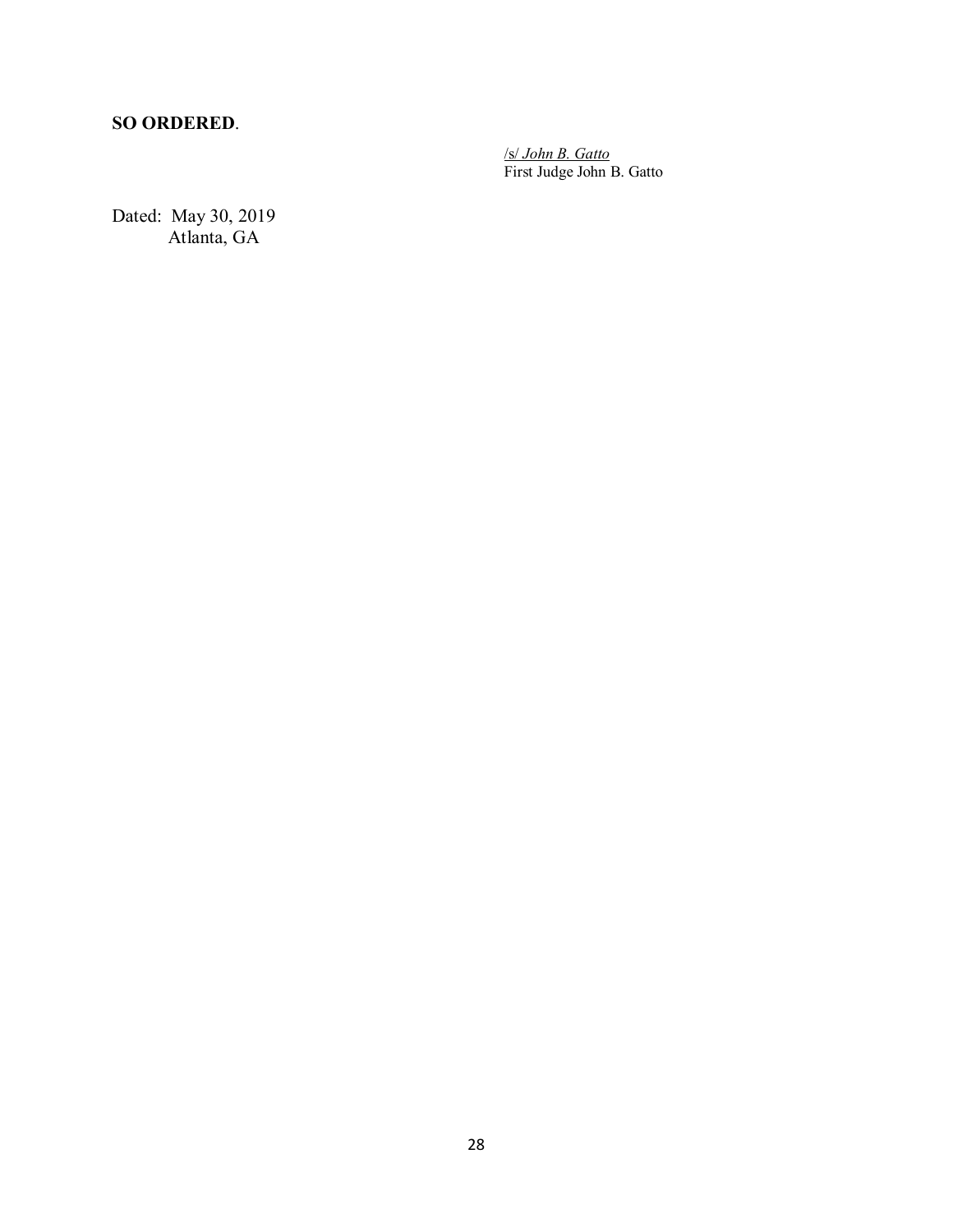**SO ORDERED**.

/s/ *John B. Gatto*
First Judge John B. Gatto

Dated: May 30, 2019
Atlanta, GA